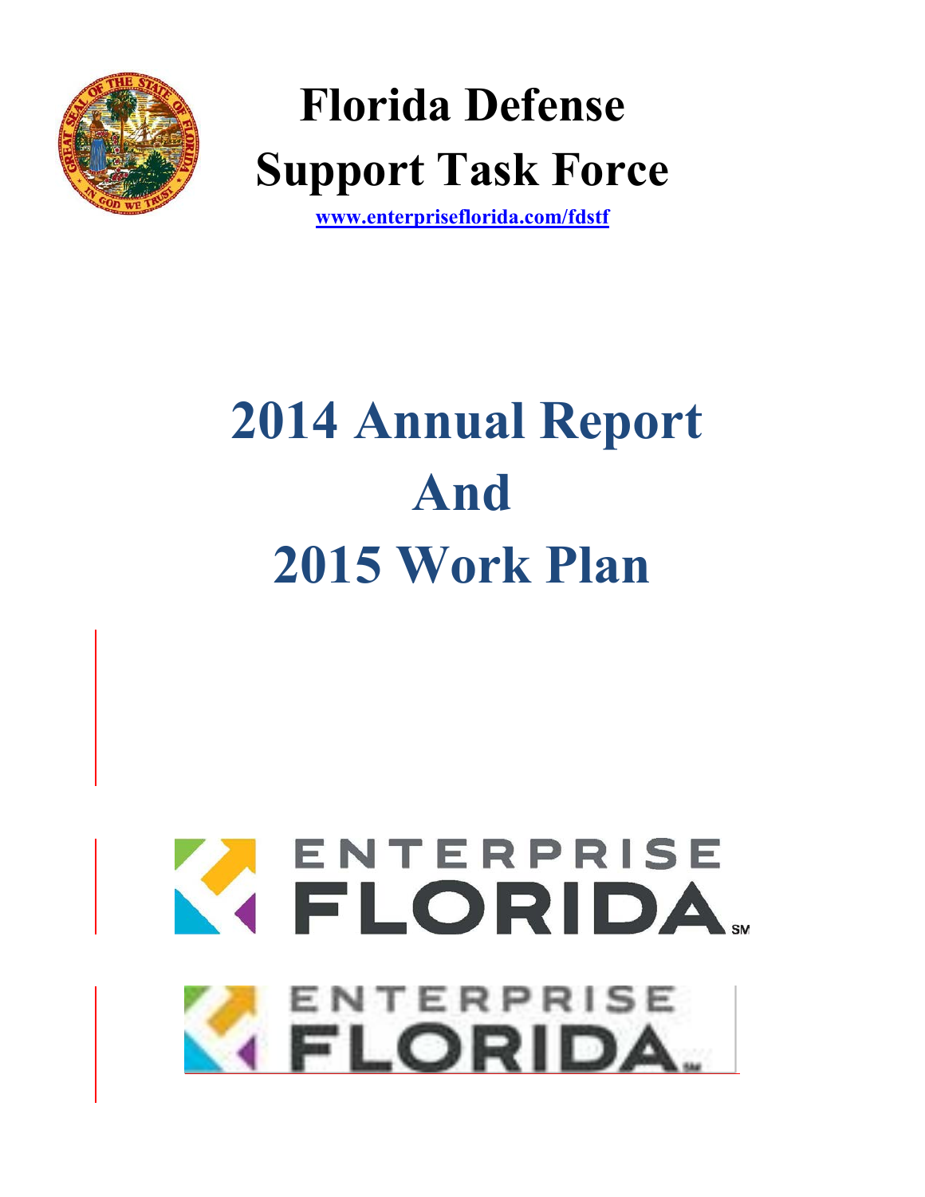# Florida Defense Support Task Force

www.enterpriseflorida.com/fdstf

# 2014 Annual Report And 2015 Work Plan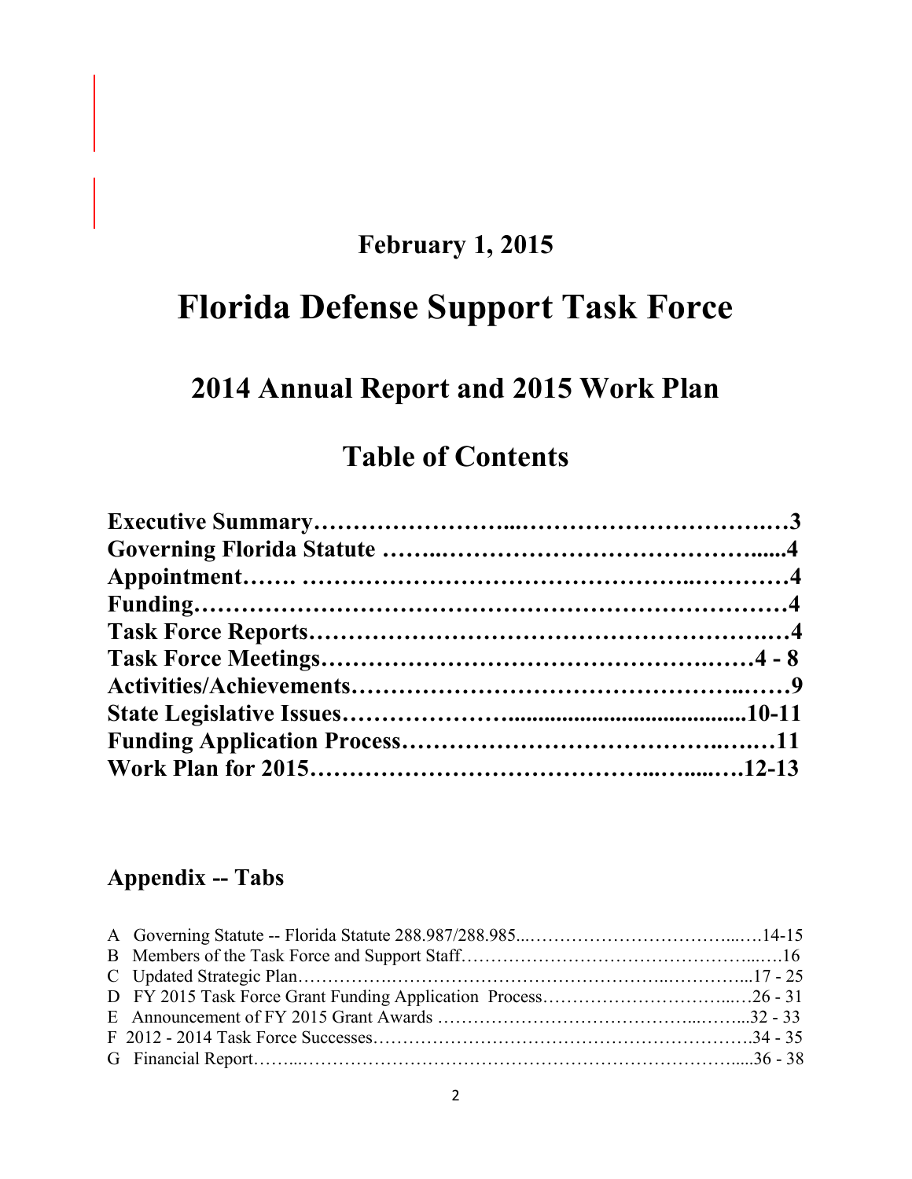**February 1, 2015**

# Florida Defense Support Task Force

## 2014 Annual Report and 2015 Work Plan

## Table of Contents

**Executive Summary……………………...………………………….…3**
**Governing Florida Statute ……..……………………………….......4**
**Appointment……. ………………………………………..…………4**
**Funding……………………………………………………………4**
**Task Force Reports…………………………………………….…4**
**Task Force Meetings……………………………………….……4 - 8**
**Activities/Achievements……………………………………..……9**
**State Legislative Issues………………….........................................10-11**
**Funding Application Process…………………………………..….…11**
**Work Plan for 2015………………………………...…....…12-13**

### Appendix -- Tabs

A Governing Statute -- Florida Statute 288.987/288.985...…………………………….....…14-15
B Members of the Task Force and Support Staff…………………………………………..….16
C Updated Strategic Plan…………….…………….………………………..…………...17 - 25
D FY 2015 Task Force Grant Funding Application Process…………………………...…26 - 31
E Announcement of FY 2015 Grant Awards ………………………………...……...32 - 33
F 2012 - 2014 Task Force Successes…………………………………………………….34 - 35
G Financial Report……..…………………………………………….………………....36 - 38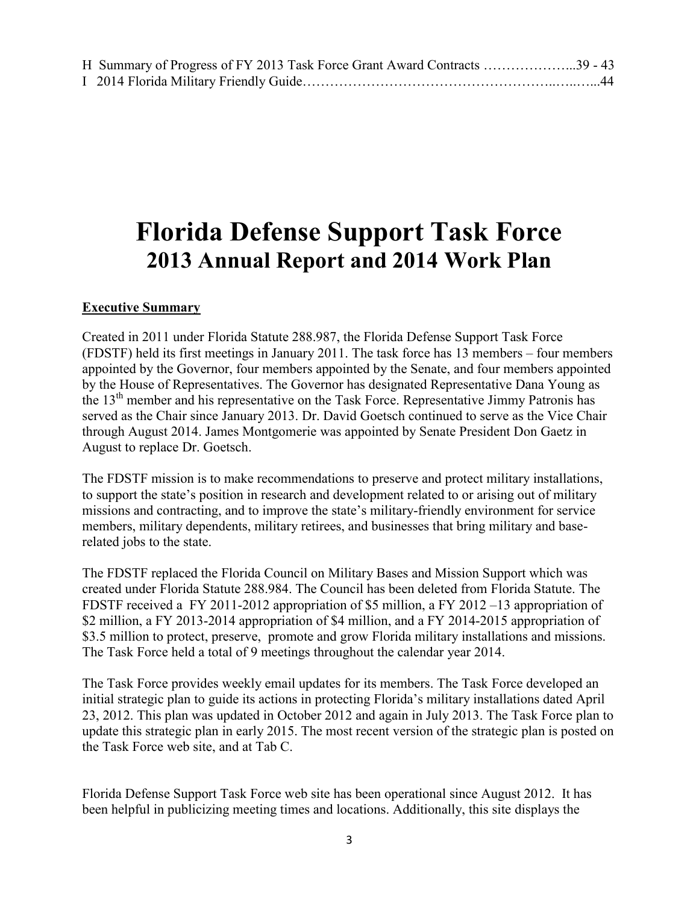H  Summary of Progress of FY 2013 Task Force Grant Award Contracts ………………...39 - 43
I  2014 Florida Military Friendly Guide………………………………………………..…..…...44

# Florida Defense Support Task Force

## 2013 Annual Report and 2014 Work Plan

**Executive Summary**

Created in 2011 under Florida Statute 288.987, the Florida Defense Support Task Force (FDSTF) held its first meetings in January 2011. The task force has 13 members – four members appointed by the Governor, four members appointed by the Senate, and four members appointed by the House of Representatives. The Governor has designated Representative Dana Young as the 13th member and his representative on the Task Force. Representative Jimmy Patronis has served as the Chair since January 2013. Dr. David Goetsch continued to serve as the Vice Chair through August 2014. James Montgomerie was appointed by Senate President Don Gaetz in August to replace Dr. Goetsch.

The FDSTF mission is to make recommendations to preserve and protect military installations, to support the state's position in research and development related to or arising out of military missions and contracting, and to improve the state's military-friendly environment for service members, military dependents, military retirees, and businesses that bring military and base-related jobs to the state.

The FDSTF replaced the Florida Council on Military Bases and Mission Support which was created under Florida Statute 288.984. The Council has been deleted from Florida Statute. The FDSTF received a FY 2011-2012 appropriation of $5 million, a FY 2012 –13 appropriation of $2 million, a FY 2013-2014 appropriation of $4 million, and a FY 2014-2015 appropriation of $3.5 million to protect, preserve, promote and grow Florida military installations and missions. The Task Force held a total of 9 meetings throughout the calendar year 2014.

The Task Force provides weekly email updates for its members. The Task Force developed an initial strategic plan to guide its actions in protecting Florida's military installations dated April 23, 2012. This plan was updated in October 2012 and again in July 2013. The Task Force plan to update this strategic plan in early 2015. The most recent version of the strategic plan is posted on the Task Force web site, and at Tab C.

Florida Defense Support Task Force web site has been operational since August 2012. It has been helpful in publicizing meeting times and locations. Additionally, this site displays the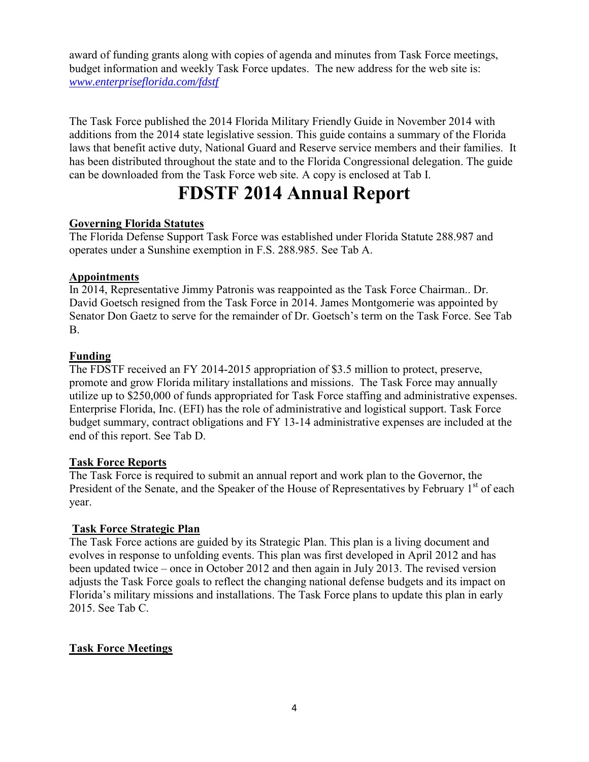award of funding grants along with copies of agenda and minutes from Task Force meetings, budget information and weekly Task Force updates. The new address for the web site is: *www.enterpriseflorida.com/fdstf*

The Task Force published the 2014 Florida Military Friendly Guide in November 2014 with additions from the 2014 state legislative session. This guide contains a summary of the Florida laws that benefit active duty, National Guard and Reserve service members and their families. It has been distributed throughout the state and to the Florida Congressional delegation. The guide can be downloaded from the Task Force web site. A copy is enclosed at Tab I.

# FDSTF 2014 Annual Report

**Governing Florida Statutes**

The Florida Defense Support Task Force was established under Florida Statute 288.987 and operates under a Sunshine exemption in F.S. 288.985. See Tab A.

**Appointments**

In 2014, Representative Jimmy Patronis was reappointed as the Task Force Chairman.. Dr. David Goetsch resigned from the Task Force in 2014. James Montgomerie was appointed by Senator Don Gaetz to serve for the remainder of Dr. Goetsch's term on the Task Force. See Tab B.

**Funding**

The FDSTF received an FY 2014-2015 appropriation of $3.5 million to protect, preserve, promote and grow Florida military installations and missions. The Task Force may annually utilize up to $250,000 of funds appropriated for Task Force staffing and administrative expenses. Enterprise Florida, Inc. (EFI) has the role of administrative and logistical support. Task Force budget summary, contract obligations and FY 13-14 administrative expenses are included at the end of this report. See Tab D.

**Task Force Reports**

The Task Force is required to submit an annual report and work plan to the Governor, the President of the Senate, and the Speaker of the House of Representatives by February 1st of each year.

**Task Force Strategic Plan**

The Task Force actions are guided by its Strategic Plan. This plan is a living document and evolves in response to unfolding events. This plan was first developed in April 2012 and has been updated twice – once in October 2012 and then again in July 2013. The revised version adjusts the Task Force goals to reflect the changing national defense budgets and its impact on Florida's military missions and installations. The Task Force plans to update this plan in early 2015. See Tab C.

**Task Force Meetings**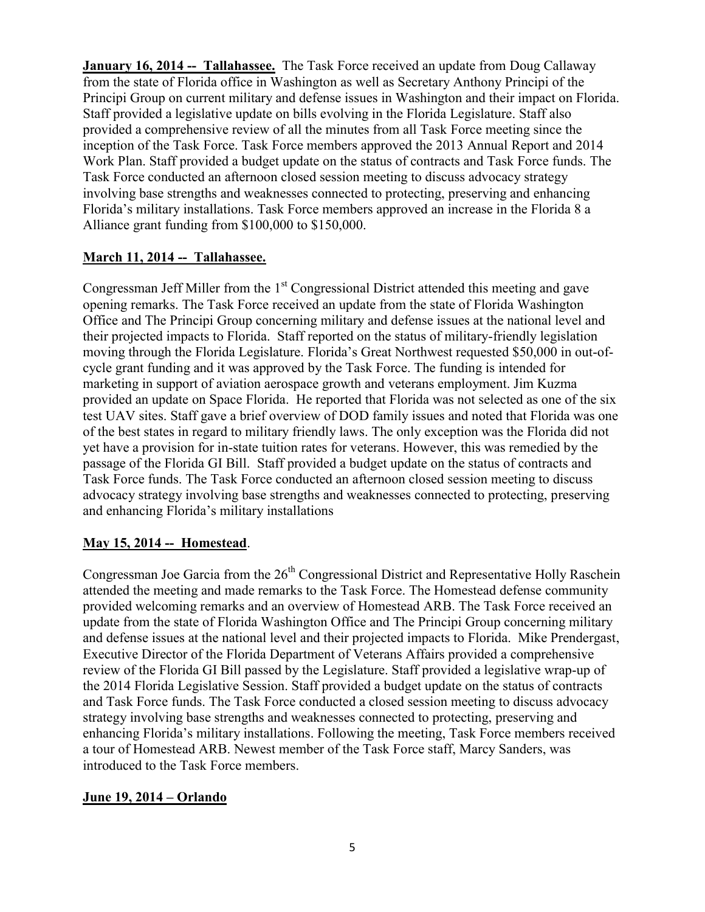**January 16, 2014 -- Tallahassee.** The Task Force received an update from Doug Callaway from the state of Florida office in Washington as well as Secretary Anthony Principi of the Principi Group on current military and defense issues in Washington and their impact on Florida. Staff provided a legislative update on bills evolving in the Florida Legislature. Staff also provided a comprehensive review of all the minutes from all Task Force meeting since the inception of the Task Force. Task Force members approved the 2013 Annual Report and 2014 Work Plan. Staff provided a budget update on the status of contracts and Task Force funds. The Task Force conducted an afternoon closed session meeting to discuss advocacy strategy involving base strengths and weaknesses connected to protecting, preserving and enhancing Florida's military installations. Task Force members approved an increase in the Florida 8 a Alliance grant funding from $100,000 to $150,000.

**March 11, 2014 -- Tallahassee.**

Congressman Jeff Miller from the 1st Congressional District attended this meeting and gave opening remarks. The Task Force received an update from the state of Florida Washington Office and The Principi Group concerning military and defense issues at the national level and their projected impacts to Florida. Staff reported on the status of military-friendly legislation moving through the Florida Legislature. Florida's Great Northwest requested $50,000 in out-of-cycle grant funding and it was approved by the Task Force. The funding is intended for marketing in support of aviation aerospace growth and veterans employment. Jim Kuzma provided an update on Space Florida. He reported that Florida was not selected as one of the six test UAV sites. Staff gave a brief overview of DOD family issues and noted that Florida was one of the best states in regard to military friendly laws. The only exception was the Florida did not yet have a provision for in-state tuition rates for veterans. However, this was remedied by the passage of the Florida GI Bill. Staff provided a budget update on the status of contracts and Task Force funds. The Task Force conducted an afternoon closed session meeting to discuss advocacy strategy involving base strengths and weaknesses connected to protecting, preserving and enhancing Florida's military installations

**May 15, 2014 -- Homestead**.

Congressman Joe Garcia from the 26th Congressional District and Representative Holly Raschein attended the meeting and made remarks to the Task Force. The Homestead defense community provided welcoming remarks and an overview of Homestead ARB. The Task Force received an update from the state of Florida Washington Office and The Principi Group concerning military and defense issues at the national level and their projected impacts to Florida. Mike Prendergast, Executive Director of the Florida Department of Veterans Affairs provided a comprehensive review of the Florida GI Bill passed by the Legislature. Staff provided a legislative wrap-up of the 2014 Florida Legislative Session. Staff provided a budget update on the status of contracts and Task Force funds. The Task Force conducted a closed session meeting to discuss advocacy strategy involving base strengths and weaknesses connected to protecting, preserving and enhancing Florida's military installations. Following the meeting, Task Force members received a tour of Homestead ARB. Newest member of the Task Force staff, Marcy Sanders, was introduced to the Task Force members.

**June 19, 2014 – Orlando**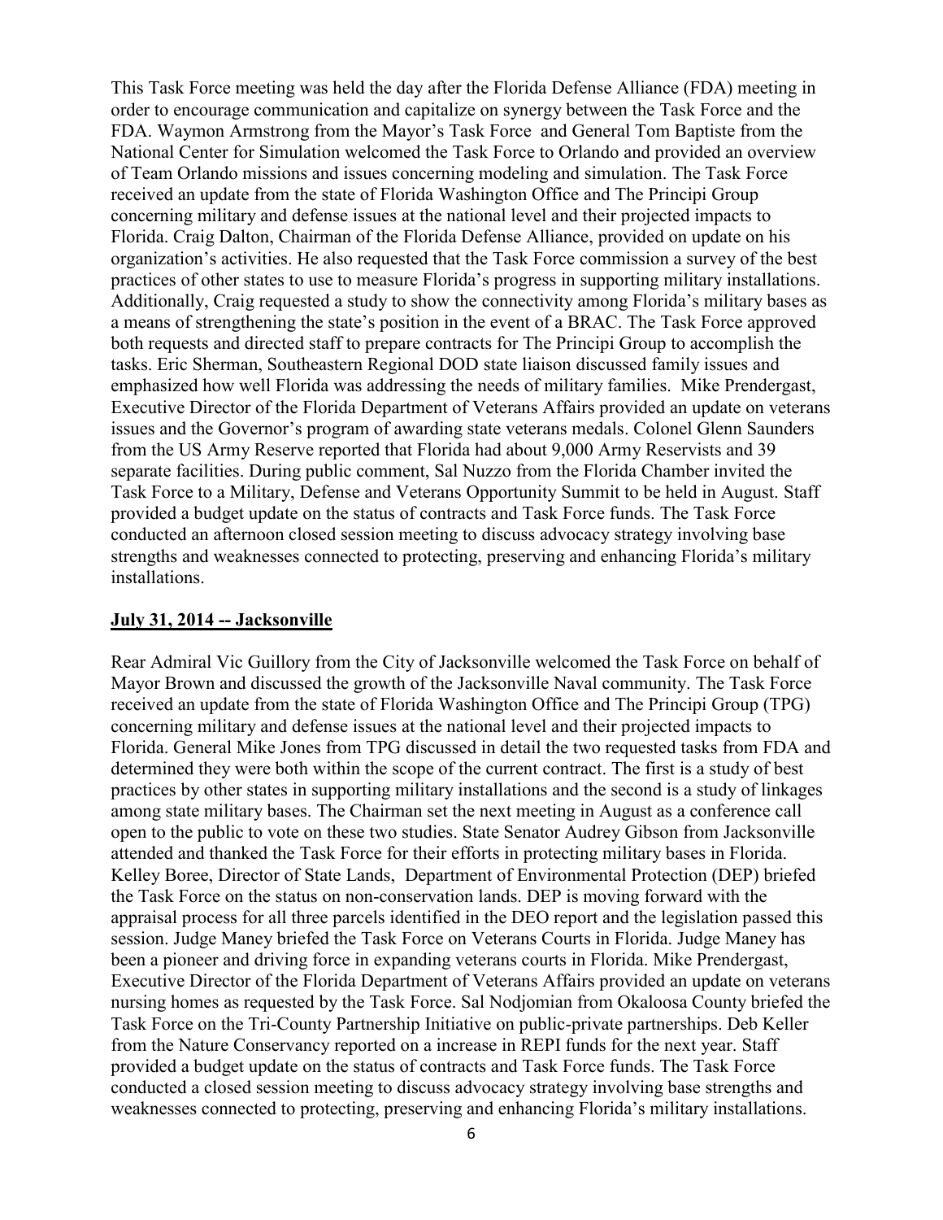This Task Force meeting was held the day after the Florida Defense Alliance (FDA) meeting in order to encourage communication and capitalize on synergy between the Task Force and the FDA. Waymon Armstrong from the Mayor's Task Force and General Tom Baptiste from the National Center for Simulation welcomed the Task Force to Orlando and provided an overview of Team Orlando missions and issues concerning modeling and simulation. The Task Force received an update from the state of Florida Washington Office and The Principi Group concerning military and defense issues at the national level and their projected impacts to Florida. Craig Dalton, Chairman of the Florida Defense Alliance, provided on update on his organization's activities. He also requested that the Task Force commission a survey of the best practices of other states to use to measure Florida's progress in supporting military installations. Additionally, Craig requested a study to show the connectivity among Florida's military bases as a means of strengthening the state's position in the event of a BRAC. The Task Force approved both requests and directed staff to prepare contracts for The Principi Group to accomplish the tasks. Eric Sherman, Southeastern Regional DOD state liaison discussed family issues and emphasized how well Florida was addressing the needs of military families. Mike Prendergast, Executive Director of the Florida Department of Veterans Affairs provided an update on veterans issues and the Governor's program of awarding state veterans medals. Colonel Glenn Saunders from the US Army Reserve reported that Florida had about 9,000 Army Reservists and 39 separate facilities. During public comment, Sal Nuzzo from the Florida Chamber invited the Task Force to a Military, Defense and Veterans Opportunity Summit to be held in August. Staff provided a budget update on the status of contracts and Task Force funds. The Task Force conducted an afternoon closed session meeting to discuss advocacy strategy involving base strengths and weaknesses connected to protecting, preserving and enhancing Florida's military installations.

## July 31, 2014 -- Jacksonville

Rear Admiral Vic Guillory from the City of Jacksonville welcomed the Task Force on behalf of Mayor Brown and discussed the growth of the Jacksonville Naval community. The Task Force received an update from the state of Florida Washington Office and The Principi Group (TPG) concerning military and defense issues at the national level and their projected impacts to Florida. General Mike Jones from TPG discussed in detail the two requested tasks from FDA and determined they were both within the scope of the current contract. The first is a study of best practices by other states in supporting military installations and the second is a study of linkages among state military bases. The Chairman set the next meeting in August as a conference call open to the public to vote on these two studies. State Senator Audrey Gibson from Jacksonville attended and thanked the Task Force for their efforts in protecting military bases in Florida. Kelley Boree, Director of State Lands, Department of Environmental Protection (DEP) briefed the Task Force on the status on non-conservation lands. DEP is moving forward with the appraisal process for all three parcels identified in the DEO report and the legislation passed this session. Judge Maney briefed the Task Force on Veterans Courts in Florida. Judge Maney has been a pioneer and driving force in expanding veterans courts in Florida. Mike Prendergast, Executive Director of the Florida Department of Veterans Affairs provided an update on veterans nursing homes as requested by the Task Force. Sal Nodjomian from Okaloosa County briefed the Task Force on the Tri-County Partnership Initiative on public-private partnerships. Deb Keller from the Nature Conservancy reported on a increase in REPI funds for the next year. Staff provided a budget update on the status of contracts and Task Force funds. The Task Force conducted a closed session meeting to discuss advocacy strategy involving base strengths and weaknesses connected to protecting, preserving and enhancing Florida's military installations.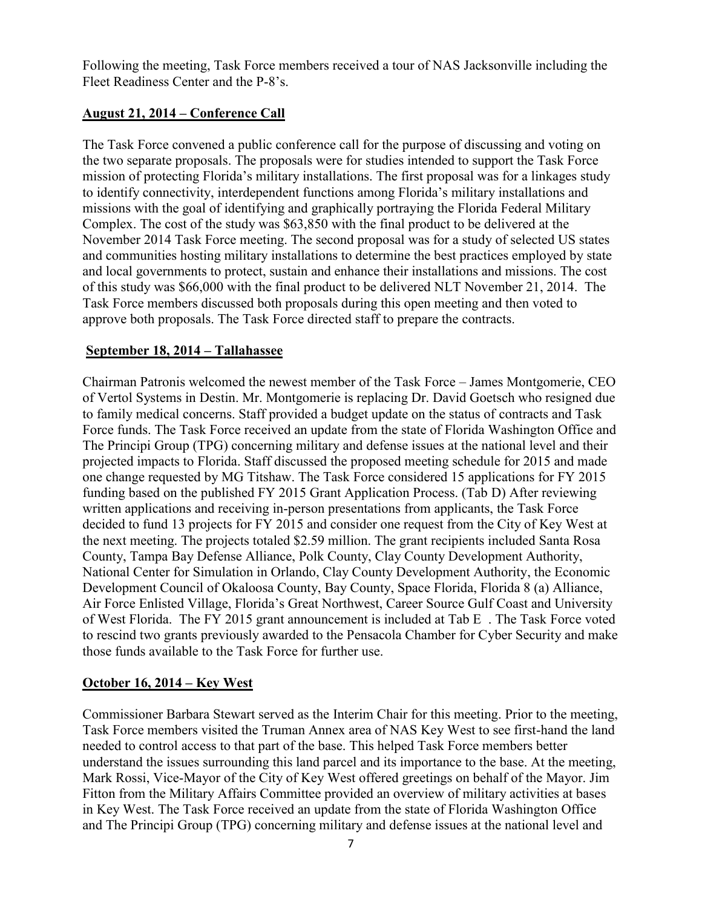Following the meeting, Task Force members received a tour of NAS Jacksonville including the Fleet Readiness Center and the P-8's.

**August 21, 2014 – Conference Call**

The Task Force convened a public conference call for the purpose of discussing and voting on the two separate proposals. The proposals were for studies intended to support the Task Force mission of protecting Florida's military installations. The first proposal was for a linkages study to identify connectivity, interdependent functions among Florida's military installations and missions with the goal of identifying and graphically portraying the Florida Federal Military Complex. The cost of the study was $63,850 with the final product to be delivered at the November 2014 Task Force meeting. The second proposal was for a study of selected US states and communities hosting military installations to determine the best practices employed by state and local governments to protect, sustain and enhance their installations and missions. The cost of this study was $66,000 with the final product to be delivered NLT November 21, 2014. The Task Force members discussed both proposals during this open meeting and then voted to approve both proposals. The Task Force directed staff to prepare the contracts.

**September 18, 2014 – Tallahassee**

Chairman Patronis welcomed the newest member of the Task Force – James Montgomerie, CEO of Vertol Systems in Destin. Mr. Montgomerie is replacing Dr. David Goetsch who resigned due to family medical concerns. Staff provided a budget update on the status of contracts and Task Force funds. The Task Force received an update from the state of Florida Washington Office and The Principi Group (TPG) concerning military and defense issues at the national level and their projected impacts to Florida. Staff discussed the proposed meeting schedule for 2015 and made one change requested by MG Titshaw. The Task Force considered 15 applications for FY 2015 funding based on the published FY 2015 Grant Application Process. (Tab D) After reviewing written applications and receiving in-person presentations from applicants, the Task Force decided to fund 13 projects for FY 2015 and consider one request from the City of Key West at the next meeting. The projects totaled $2.59 million. The grant recipients included Santa Rosa County, Tampa Bay Defense Alliance, Polk County, Clay County Development Authority, National Center for Simulation in Orlando, Clay County Development Authority, the Economic Development Council of Okaloosa County, Bay County, Space Florida, Florida 8 (a) Alliance, Air Force Enlisted Village, Florida's Great Northwest, Career Source Gulf Coast and University of West Florida. The FY 2015 grant announcement is included at Tab E . The Task Force voted to rescind two grants previously awarded to the Pensacola Chamber for Cyber Security and make those funds available to the Task Force for further use.

**October 16, 2014 – Key West**

Commissioner Barbara Stewart served as the Interim Chair for this meeting. Prior to the meeting, Task Force members visited the Truman Annex area of NAS Key West to see first-hand the land needed to control access to that part of the base. This helped Task Force members better understand the issues surrounding this land parcel and its importance to the base. At the meeting, Mark Rossi, Vice-Mayor of the City of Key West offered greetings on behalf of the Mayor. Jim Fitton from the Military Affairs Committee provided an overview of military activities at bases in Key West. The Task Force received an update from the state of Florida Washington Office and The Principi Group (TPG) concerning military and defense issues at the national level and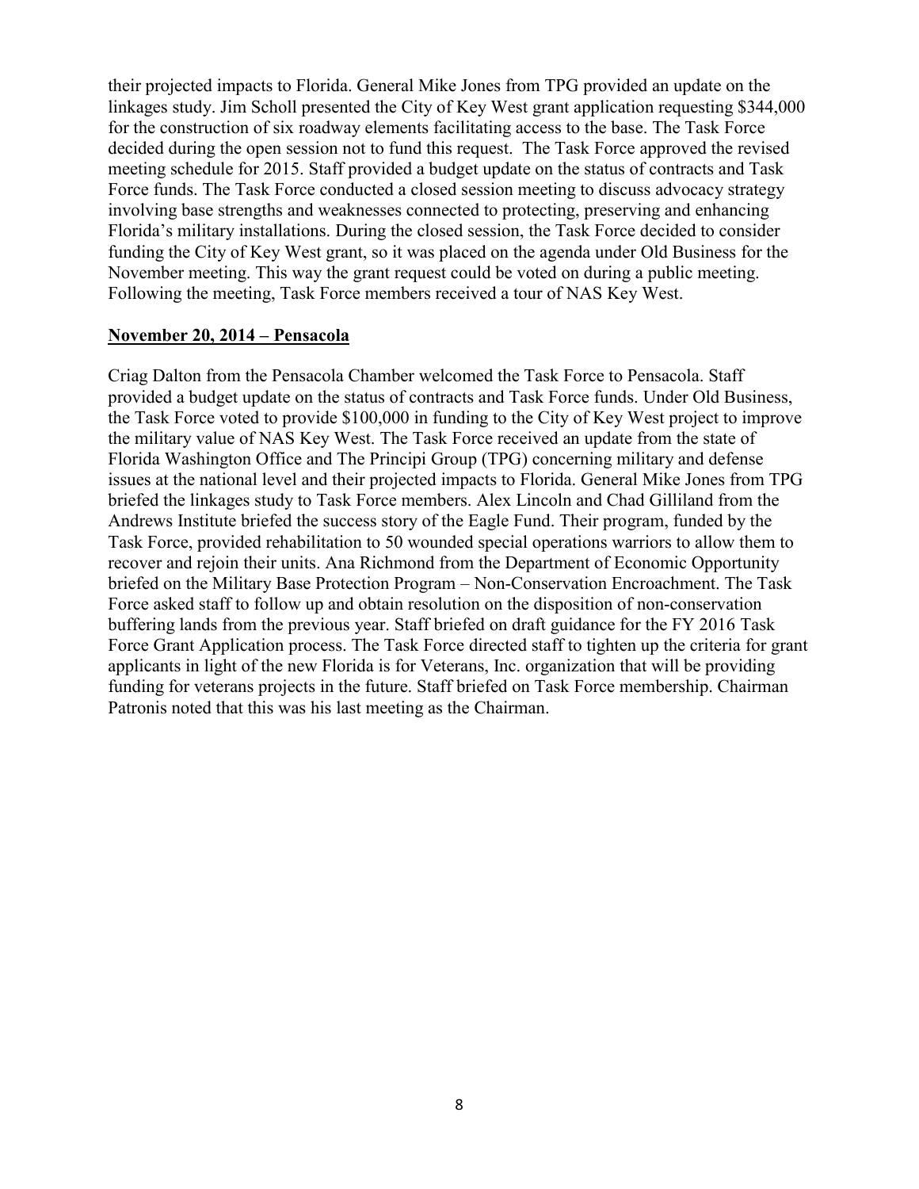their projected impacts to Florida. General Mike Jones from TPG provided an update on the linkages study. Jim Scholl presented the City of Key West grant application requesting $344,000 for the construction of six roadway elements facilitating access to the base. The Task Force decided during the open session not to fund this request. The Task Force approved the revised meeting schedule for 2015. Staff provided a budget update on the status of contracts and Task Force funds. The Task Force conducted a closed session meeting to discuss advocacy strategy involving base strengths and weaknesses connected to protecting, preserving and enhancing Florida's military installations. During the closed session, the Task Force decided to consider funding the City of Key West grant, so it was placed on the agenda under Old Business for the November meeting. This way the grant request could be voted on during a public meeting. Following the meeting, Task Force members received a tour of NAS Key West.

**November 20, 2014 – Pensacola**

Criag Dalton from the Pensacola Chamber welcomed the Task Force to Pensacola. Staff provided a budget update on the status of contracts and Task Force funds. Under Old Business, the Task Force voted to provide $100,000 in funding to the City of Key West project to improve the military value of NAS Key West. The Task Force received an update from the state of Florida Washington Office and The Principi Group (TPG) concerning military and defense issues at the national level and their projected impacts to Florida. General Mike Jones from TPG briefed the linkages study to Task Force members. Alex Lincoln and Chad Gilliland from the Andrews Institute briefed the success story of the Eagle Fund. Their program, funded by the Task Force, provided rehabilitation to 50 wounded special operations warriors to allow them to recover and rejoin their units. Ana Richmond from the Department of Economic Opportunity briefed on the Military Base Protection Program – Non-Conservation Encroachment. The Task Force asked staff to follow up and obtain resolution on the disposition of non-conservation buffering lands from the previous year. Staff briefed on draft guidance for the FY 2016 Task Force Grant Application process. The Task Force directed staff to tighten up the criteria for grant applicants in light of the new Florida is for Veterans, Inc. organization that will be providing funding for veterans projects in the future. Staff briefed on Task Force membership. Chairman Patronis noted that this was his last meeting as the Chairman.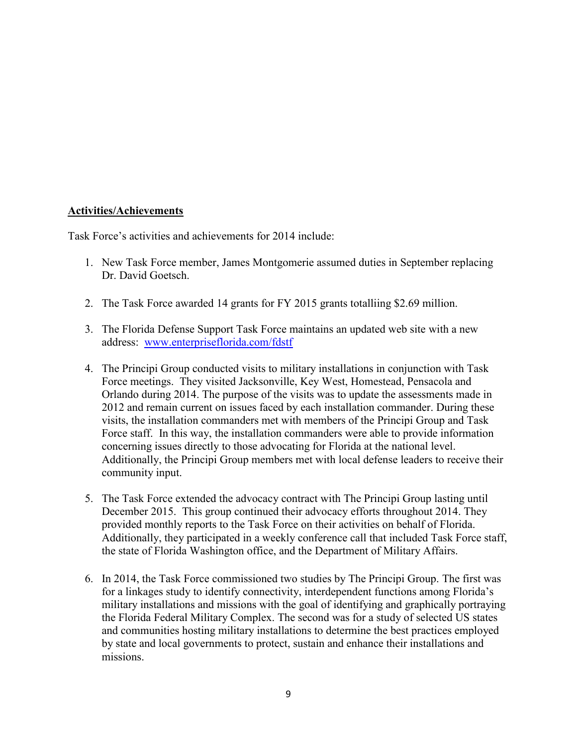**Activities/Achievements**

Task Force's activities and achievements for 2014 include:

1. New Task Force member, James Montgomerie assumed duties in September replacing Dr. David Goetsch.

2. The Task Force awarded 14 grants for FY 2015 grants totalliing $2.69 million.

3. The Florida Defense Support Task Force maintains an updated web site with a new address: [www.enterpriseflorida.com/fdstf](www.enterpriseflorida.com/fdstf)

4. The Principi Group conducted visits to military installations in conjunction with Task Force meetings. They visited Jacksonville, Key West, Homestead, Pensacola and Orlando during 2014. The purpose of the visits was to update the assessments made in 2012 and remain current on issues faced by each installation commander. During these visits, the installation commanders met with members of the Principi Group and Task Force staff. In this way, the installation commanders were able to provide information concerning issues directly to those advocating for Florida at the national level. Additionally, the Principi Group members met with local defense leaders to receive their community input.

5. The Task Force extended the advocacy contract with The Principi Group lasting until December 2015. This group continued their advocacy efforts throughout 2014. They provided monthly reports to the Task Force on their activities on behalf of Florida. Additionally, they participated in a weekly conference call that included Task Force staff, the state of Florida Washington office, and the Department of Military Affairs.

6. In 2014, the Task Force commissioned two studies by The Principi Group. The first was for a linkages study to identify connectivity, interdependent functions among Florida's military installations and missions with the goal of identifying and graphically portraying the Florida Federal Military Complex. The second was for a study of selected US states and communities hosting military installations to determine the best practices employed by state and local governments to protect, sustain and enhance their installations and missions.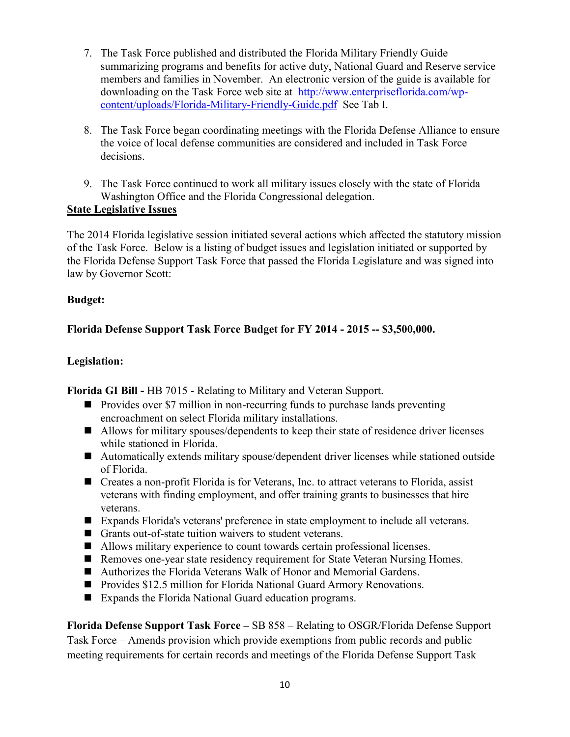7. The Task Force published and distributed the Florida Military Friendly Guide summarizing programs and benefits for active duty, National Guard and Reserve service members and families in November. An electronic version of the guide is available for downloading on the Task Force web site at [http://www.enterpriseflorida.com/wp-content/uploads/Florida-Military-Friendly-Guide.pdf](http://www.enterpriseflorida.com/wp-content/uploads/Florida-Military-Friendly-Guide.pdf) See Tab I.

8. The Task Force began coordinating meetings with the Florida Defense Alliance to ensure the voice of local defense communities are considered and included in Task Force decisions.

9. The Task Force continued to work all military issues closely with the state of Florida Washington Office and the Florida Congressional delegation.

**State Legislative Issues**

The 2014 Florida legislative session initiated several actions which affected the statutory mission of the Task Force. Below is a listing of budget issues and legislation initiated or supported by the Florida Defense Support Task Force that passed the Florida Legislature and was signed into law by Governor Scott:

**Budget:**

**Florida Defense Support Task Force Budget for FY 2014 - 2015 -- $3,500,000.**

**Legislation:**

**Florida GI Bill -** HB 7015 - Relating to Military and Veteran Support.

- Provides over $7 million in non-recurring funds to purchase lands preventing encroachment on select Florida military installations.
- Allows for military spouses/dependents to keep their state of residence driver licenses while stationed in Florida.
- Automatically extends military spouse/dependent driver licenses while stationed outside of Florida.
- Creates a non-profit Florida is for Veterans, Inc. to attract veterans to Florida, assist veterans with finding employment, and offer training grants to businesses that hire veterans.
- Expands Florida's veterans' preference in state employment to include all veterans.
- Grants out-of-state tuition waivers to student veterans.
- Allows military experience to count towards certain professional licenses.
- Removes one-year state residency requirement for State Veteran Nursing Homes.
- Authorizes the Florida Veterans Walk of Honor and Memorial Gardens.
- Provides $12.5 million for Florida National Guard Armory Renovations.
- Expands the Florida National Guard education programs.

**Florida Defense Support Task Force –** SB 858 – Relating to OSGR/Florida Defense Support Task Force – Amends provision which provide exemptions from public records and public meeting requirements for certain records and meetings of the Florida Defense Support Task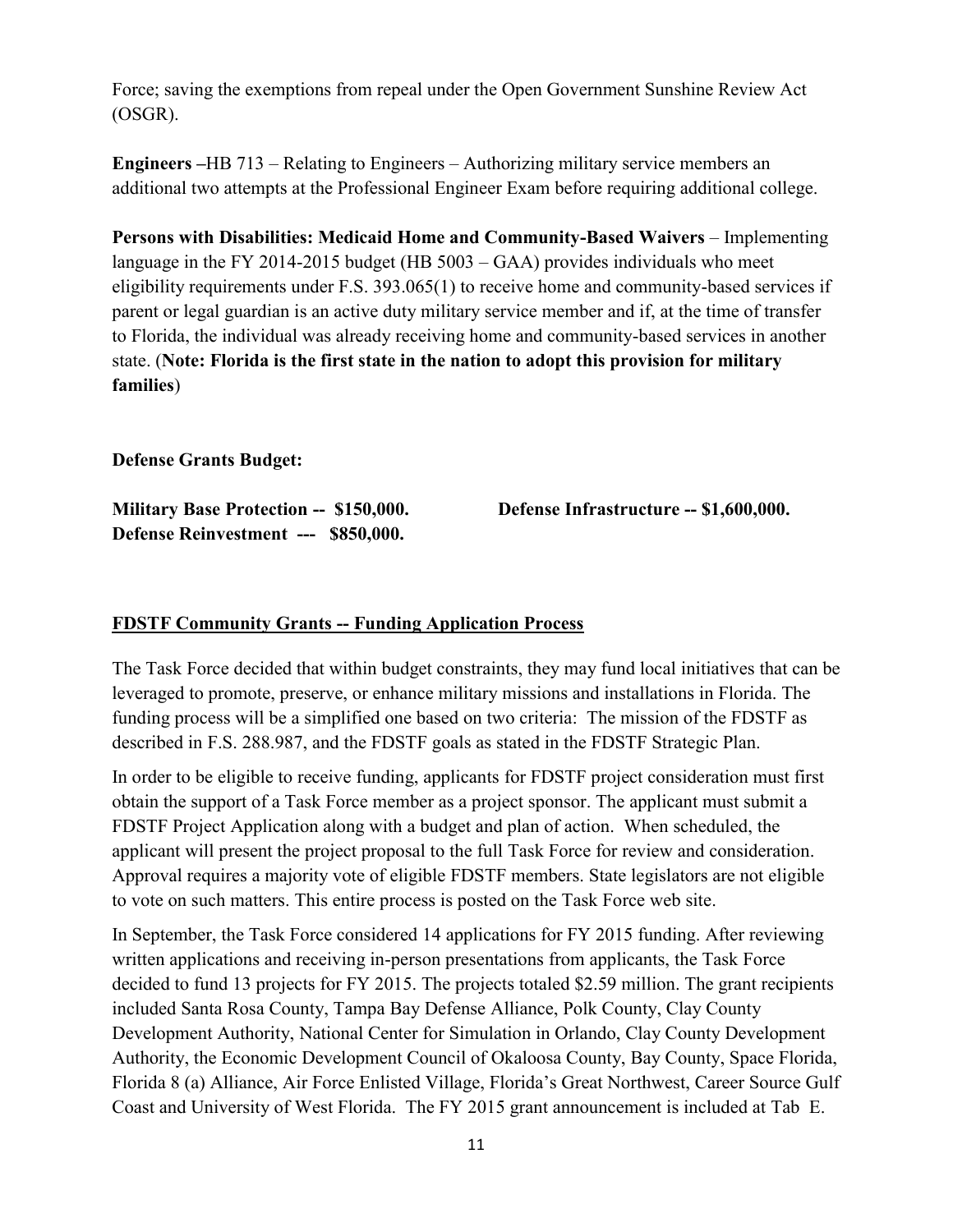Force; saving the exemptions from repeal under the Open Government Sunshine Review Act (OSGR).

**Engineers –**HB 713 – Relating to Engineers – Authorizing military service members an additional two attempts at the Professional Engineer Exam before requiring additional college.

**Persons with Disabilities: Medicaid Home and Community-Based Waivers** – Implementing language in the FY 2014-2015 budget (HB 5003 – GAA) provides individuals who meet eligibility requirements under F.S. 393.065(1) to receive home and community-based services if parent or legal guardian is an active duty military service member and if, at the time of transfer to Florida, the individual was already receiving home and community-based services in another state. (**Note: Florida is the first state in the nation to adopt this provision for military families**)

**Defense Grants Budget:**

**Military Base Protection -- $150,000.**

**Defense Infrastructure -- $1,600,000.**

**Defense Reinvestment --- $850,000.**

**<u>FDSTF Community Grants -- Funding Application Process</u>**

The Task Force decided that within budget constraints, they may fund local initiatives that can be leveraged to promote, preserve, or enhance military missions and installations in Florida. The funding process will be a simplified one based on two criteria: The mission of the FDSTF as described in F.S. 288.987, and the FDSTF goals as stated in the FDSTF Strategic Plan.

In order to be eligible to receive funding, applicants for FDSTF project consideration must first obtain the support of a Task Force member as a project sponsor. The applicant must submit a FDSTF Project Application along with a budget and plan of action. When scheduled, the applicant will present the project proposal to the full Task Force for review and consideration. Approval requires a majority vote of eligible FDSTF members. State legislators are not eligible to vote on such matters. This entire process is posted on the Task Force web site.

In September, the Task Force considered 14 applications for FY 2015 funding. After reviewing written applications and receiving in-person presentations from applicants, the Task Force decided to fund 13 projects for FY 2015. The projects totaled $2.59 million. The grant recipients included Santa Rosa County, Tampa Bay Defense Alliance, Polk County, Clay County Development Authority, National Center for Simulation in Orlando, Clay County Development Authority, the Economic Development Council of Okaloosa County, Bay County, Space Florida, Florida 8 (a) Alliance, Air Force Enlisted Village, Florida's Great Northwest, Career Source Gulf Coast and University of West Florida. The FY 2015 grant announcement is included at Tab E.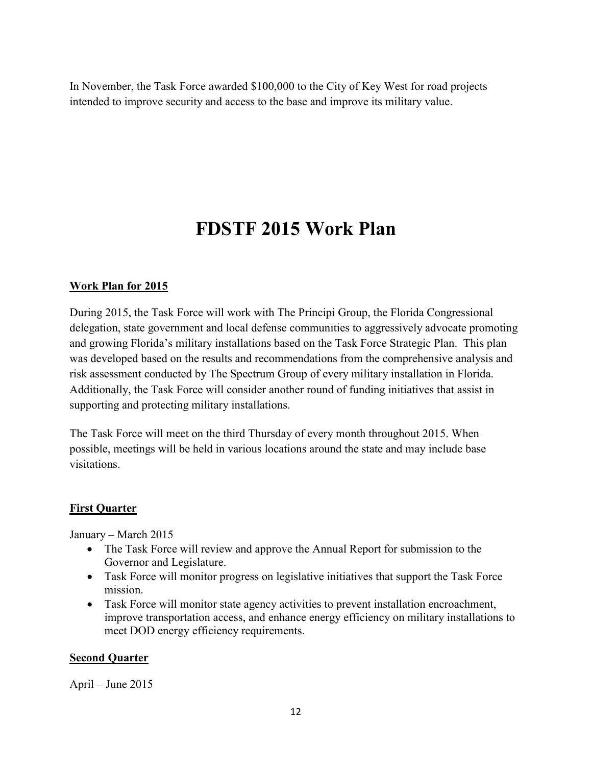In November, the Task Force awarded $100,000 to the City of Key West for road projects intended to improve security and access to the base and improve its military value.

# FDSTF 2015 Work Plan

**Work Plan for 2015**

During 2015, the Task Force will work with The Principi Group, the Florida Congressional delegation, state government and local defense communities to aggressively advocate promoting and growing Florida's military installations based on the Task Force Strategic Plan. This plan was developed based on the results and recommendations from the comprehensive analysis and risk assessment conducted by The Spectrum Group of every military installation in Florida. Additionally, the Task Force will consider another round of funding initiatives that assist in supporting and protecting military installations.

The Task Force will meet on the third Thursday of every month throughout 2015. When possible, meetings will be held in various locations around the state and may include base visitations.

**First Quarter**

January – March 2015

- The Task Force will review and approve the Annual Report for submission to the Governor and Legislature.
- Task Force will monitor progress on legislative initiatives that support the Task Force mission.
- Task Force will monitor state agency activities to prevent installation encroachment, improve transportation access, and enhance energy efficiency on military installations to meet DOD energy efficiency requirements.

**Second Quarter**

April – June 2015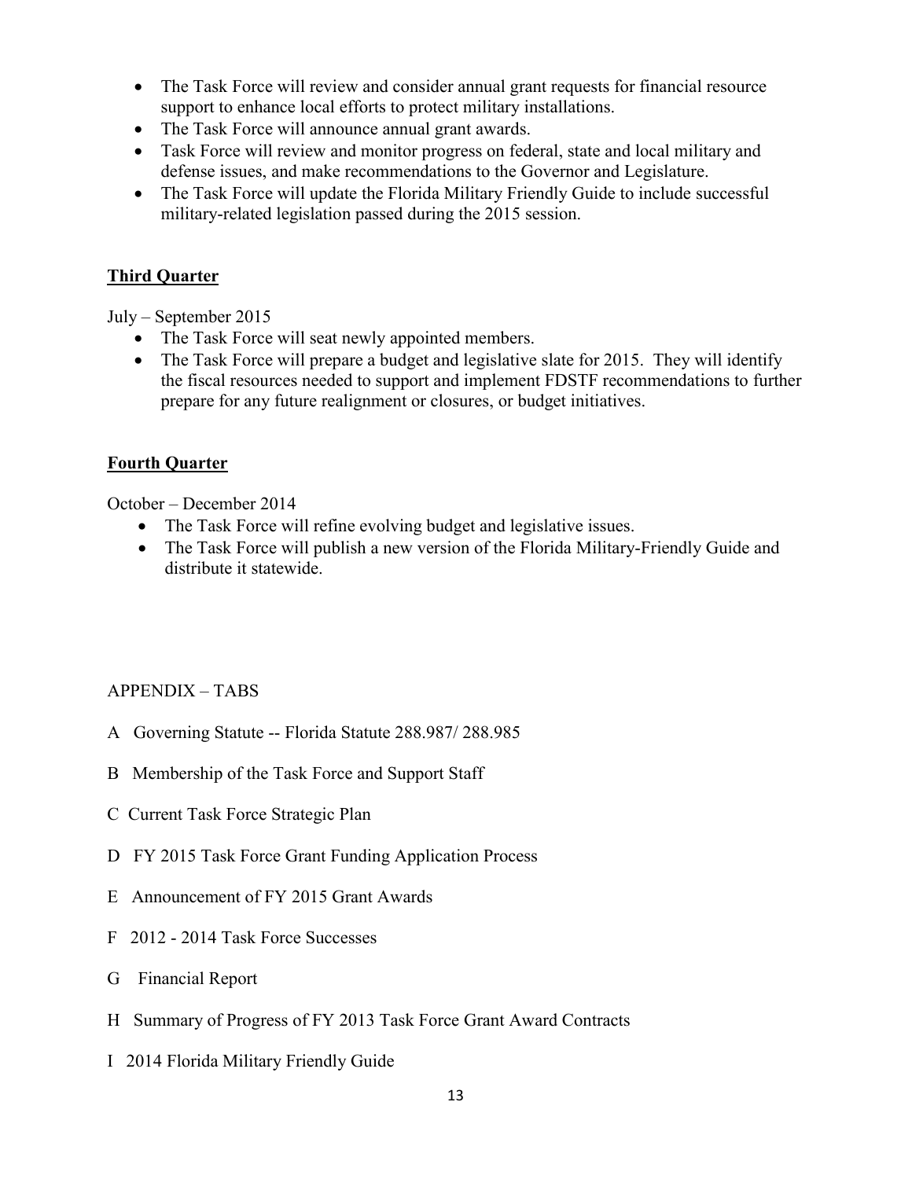- The Task Force will review and consider annual grant requests for financial resource support to enhance local efforts to protect military installations.
- The Task Force will announce annual grant awards.
- Task Force will review and monitor progress on federal, state and local military and defense issues, and make recommendations to the Governor and Legislature.
- The Task Force will update the Florida Military Friendly Guide to include successful military-related legislation passed during the 2015 session.

## Third Quarter

July – September 2015

- The Task Force will seat newly appointed members.
- The Task Force will prepare a budget and legislative slate for 2015. They will identify the fiscal resources needed to support and implement FDSTF recommendations to further prepare for any future realignment or closures, or budget initiatives.

## Fourth Quarter

October – December 2014

- The Task Force will refine evolving budget and legislative issues.
- The Task Force will publish a new version of the Florida Military-Friendly Guide and distribute it statewide.

APPENDIX – TABS

A Governing Statute -- Florida Statute 288.987/ 288.985

B Membership of the Task Force and Support Staff

C Current Task Force Strategic Plan

D FY 2015 Task Force Grant Funding Application Process

E Announcement of FY 2015 Grant Awards

F 2012 - 2014 Task Force Successes

G Financial Report

H Summary of Progress of FY 2013 Task Force Grant Award Contracts

I 2014 Florida Military Friendly Guide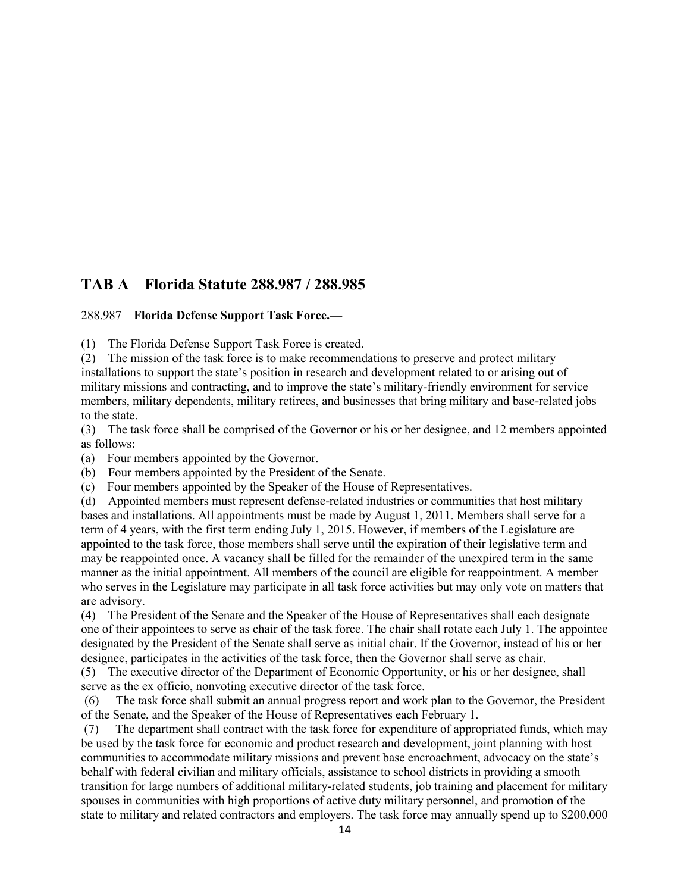## TAB A Florida Statute 288.987 / 288.985

288.987 **Florida Defense Support Task Force.—**

(1) The Florida Defense Support Task Force is created.

(2) The mission of the task force is to make recommendations to preserve and protect military installations to support the state's position in research and development related to or arising out of military missions and contracting, and to improve the state's military-friendly environment for service members, military dependents, military retirees, and businesses that bring military and base-related jobs to the state.

(3) The task force shall be comprised of the Governor or his or her designee, and 12 members appointed as follows:

(a) Four members appointed by the Governor.

(b) Four members appointed by the President of the Senate.

(c) Four members appointed by the Speaker of the House of Representatives.

(d) Appointed members must represent defense-related industries or communities that host military bases and installations. All appointments must be made by August 1, 2011. Members shall serve for a term of 4 years, with the first term ending July 1, 2015. However, if members of the Legislature are appointed to the task force, those members shall serve until the expiration of their legislative term and may be reappointed once. A vacancy shall be filled for the remainder of the unexpired term in the same manner as the initial appointment. All members of the council are eligible for reappointment. A member who serves in the Legislature may participate in all task force activities but may only vote on matters that are advisory.

(4) The President of the Senate and the Speaker of the House of Representatives shall each designate one of their appointees to serve as chair of the task force. The chair shall rotate each July 1. The appointee designated by the President of the Senate shall serve as initial chair. If the Governor, instead of his or her designee, participates in the activities of the task force, then the Governor shall serve as chair.

(5) The executive director of the Department of Economic Opportunity, or his or her designee, shall serve as the ex officio, nonvoting executive director of the task force.

(6) The task force shall submit an annual progress report and work plan to the Governor, the President of the Senate, and the Speaker of the House of Representatives each February 1.

(7) The department shall contract with the task force for expenditure of appropriated funds, which may be used by the task force for economic and product research and development, joint planning with host communities to accommodate military missions and prevent base encroachment, advocacy on the state's behalf with federal civilian and military officials, assistance to school districts in providing a smooth transition for large numbers of additional military-related students, job training and placement for military spouses in communities with high proportions of active duty military personnel, and promotion of the state to military and related contractors and employers. The task force may annually spend up to $200,000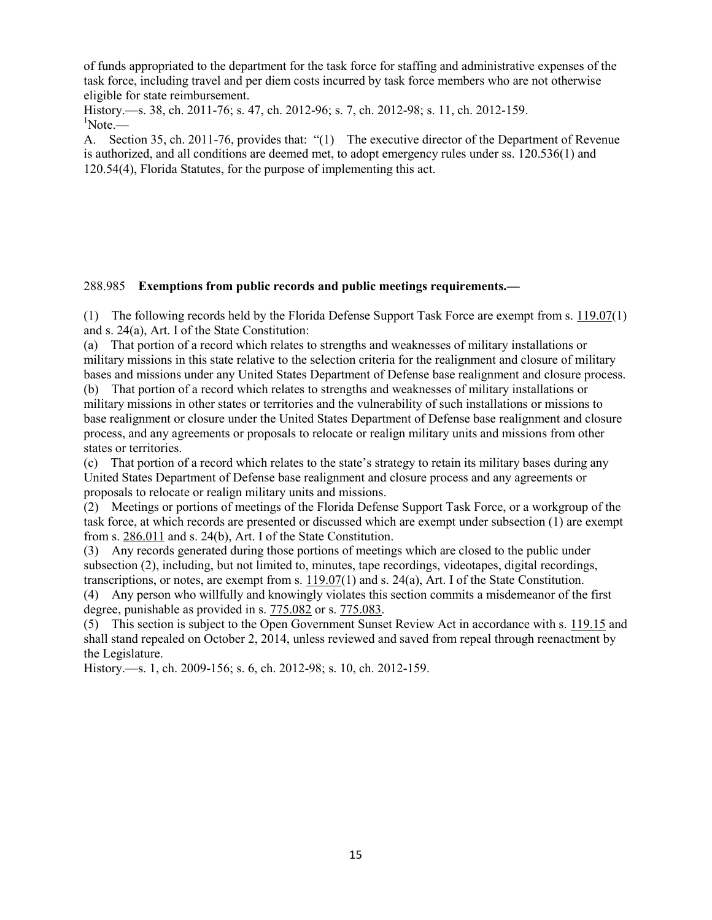of funds appropriated to the department for the task force for staffing and administrative expenses of the task force, including travel and per diem costs incurred by task force members who are not otherwise eligible for state reimbursement.

History.—s. 38, ch. 2011-76; s. 47, ch. 2012-96; s. 7, ch. 2012-98; s. 11, ch. 2012-159.

[1]Note.—

A. Section 35, ch. 2011-76, provides that: "(1) The executive director of the Department of Revenue is authorized, and all conditions are deemed met, to adopt emergency rules under ss. 120.536(1) and 120.54(4), Florida Statutes, for the purpose of implementing this act.

288.985 **Exemptions from public records and public meetings requirements.—**

(1) The following records held by the Florida Defense Support Task Force are exempt from s. 119.07(1) and s. 24(a), Art. I of the State Constitution:

(a) That portion of a record which relates to strengths and weaknesses of military installations or military missions in this state relative to the selection criteria for the realignment and closure of military bases and missions under any United States Department of Defense base realignment and closure process.

(b) That portion of a record which relates to strengths and weaknesses of military installations or military missions in other states or territories and the vulnerability of such installations or missions to base realignment or closure under the United States Department of Defense base realignment and closure process, and any agreements or proposals to relocate or realign military units and missions from other states or territories.

(c) That portion of a record which relates to the state's strategy to retain its military bases during any United States Department of Defense base realignment and closure process and any agreements or proposals to relocate or realign military units and missions.

(2) Meetings or portions of meetings of the Florida Defense Support Task Force, or a workgroup of the task force, at which records are presented or discussed which are exempt under subsection (1) are exempt from s. 286.011 and s. 24(b), Art. I of the State Constitution.

(3) Any records generated during those portions of meetings which are closed to the public under subsection (2), including, but not limited to, minutes, tape recordings, videotapes, digital recordings, transcriptions, or notes, are exempt from s. 119.07(1) and s. 24(a), Art. I of the State Constitution.

(4) Any person who willfully and knowingly violates this section commits a misdemeanor of the first degree, punishable as provided in s. 775.082 or s. 775.083.

(5) This section is subject to the Open Government Sunset Review Act in accordance with s. 119.15 and shall stand repealed on October 2, 2014, unless reviewed and saved from repeal through reenactment by the Legislature.

History.—s. 1, ch. 2009-156; s. 6, ch. 2012-98; s. 10, ch. 2012-159.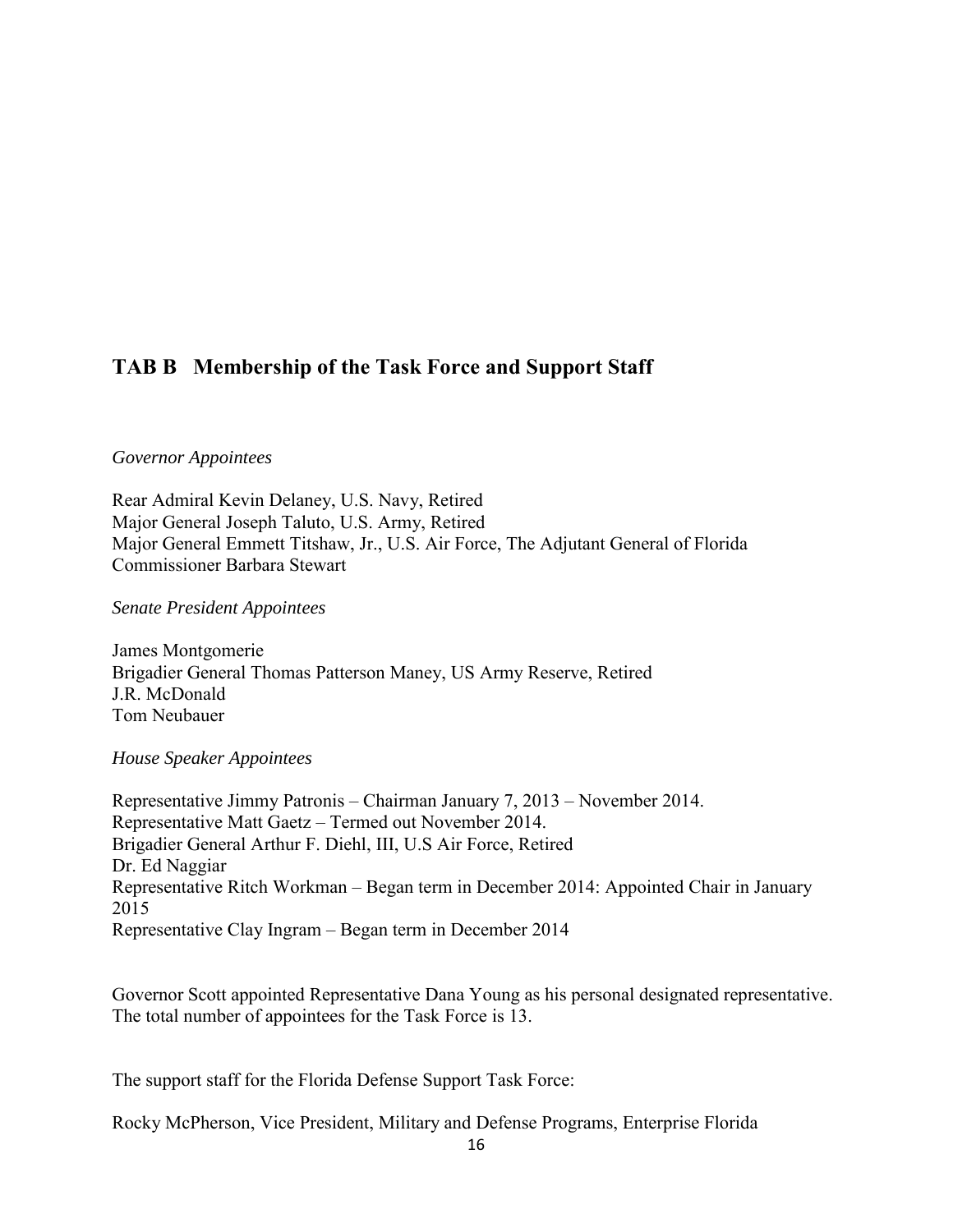## TAB B Membership of the Task Force and Support Staff

*Governor Appointees*

Rear Admiral Kevin Delaney, U.S. Navy, Retired
Major General Joseph Taluto, U.S. Army, Retired
Major General Emmett Titshaw, Jr., U.S. Air Force, The Adjutant General of Florida
Commissioner Barbara Stewart

*Senate President Appointees*

James Montgomerie
Brigadier General Thomas Patterson Maney, US Army Reserve, Retired
J.R. McDonald
Tom Neubauer

*House Speaker Appointees*

Representative Jimmy Patronis – Chairman January 7, 2013 – November 2014.
Representative Matt Gaetz – Termed out November 2014.
Brigadier General Arthur F. Diehl, III, U.S Air Force, Retired
Dr. Ed Naggiar
Representative Ritch Workman – Began term in December 2014: Appointed Chair in January 2015
Representative Clay Ingram – Began term in December 2014

Governor Scott appointed Representative Dana Young as his personal designated representative. The total number of appointees for the Task Force is 13.

The support staff for the Florida Defense Support Task Force:

Rocky McPherson, Vice President, Military and Defense Programs, Enterprise Florida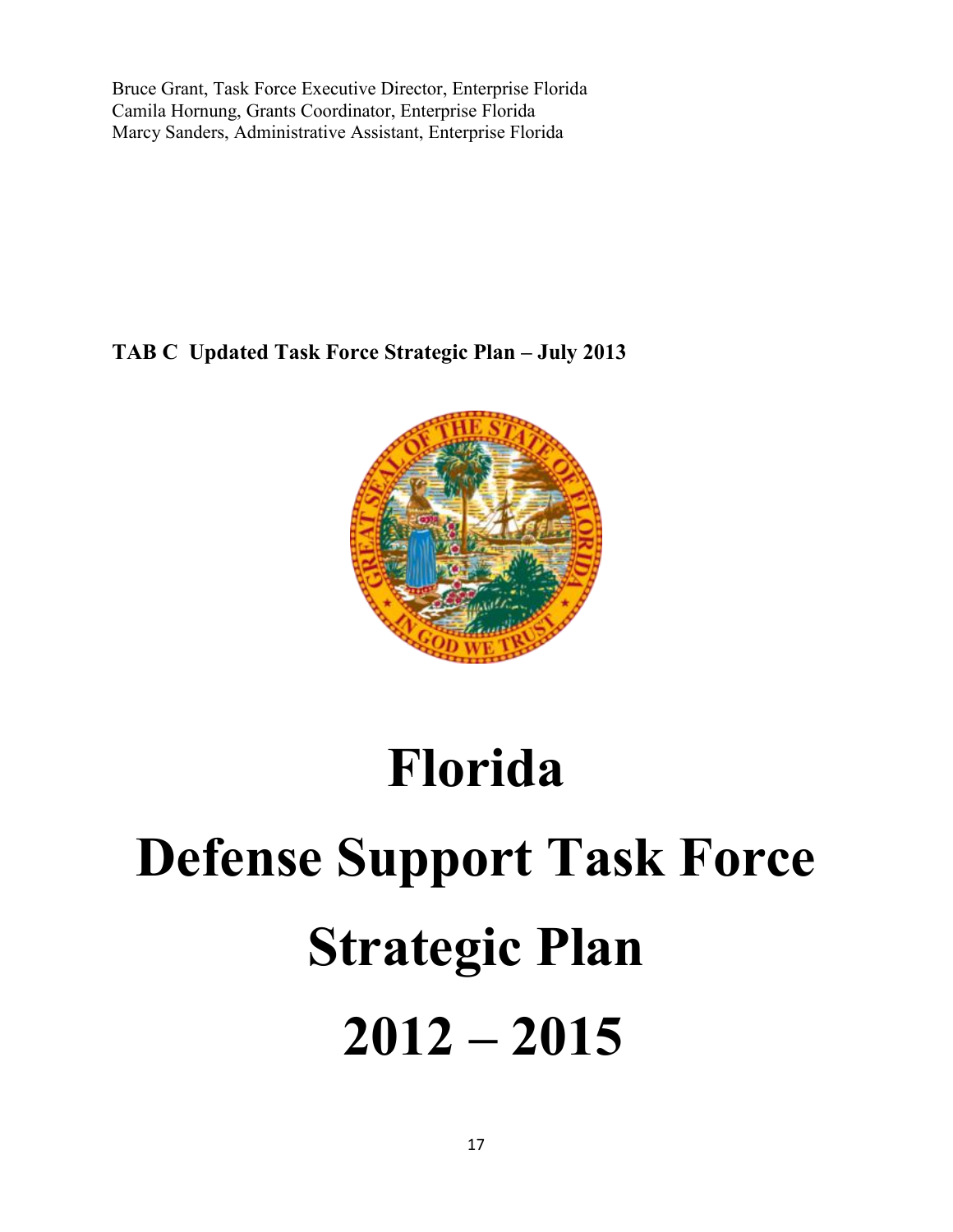Bruce Grant, Task Force Executive Director, Enterprise Florida
Camila Hornung, Grants Coordinator, Enterprise Florida
Marcy Sanders, Administrative Assistant, Enterprise Florida

**TAB C Updated Task Force Strategic Plan – July 2013**

# Florida

# Defense Support Task Force

# Strategic Plan

# 2012 – 2015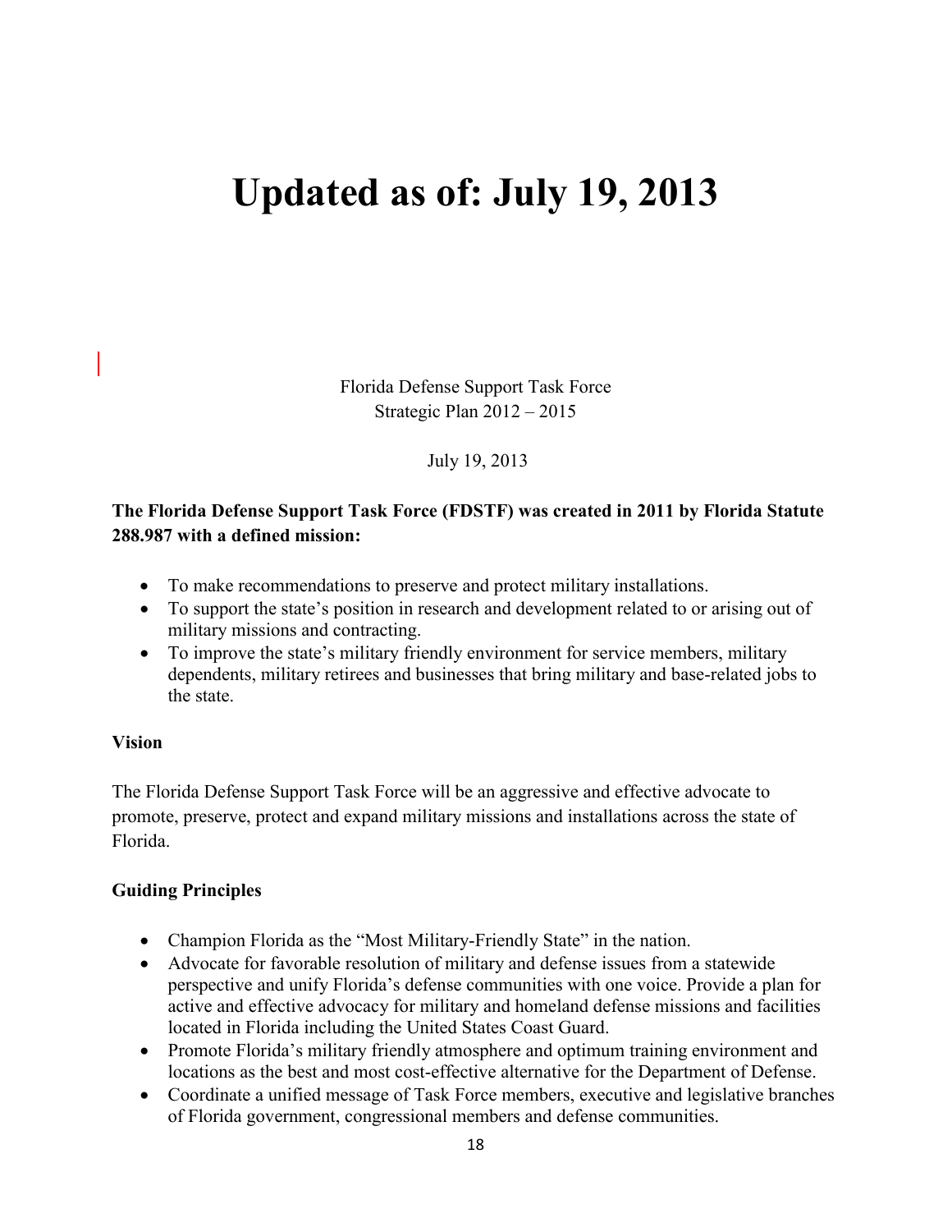# Updated as of: July 19, 2013

Florida Defense Support Task Force
Strategic Plan 2012 – 2015

July 19, 2013

**The Florida Defense Support Task Force (FDSTF) was created in 2011 by Florida Statute 288.987 with a defined mission:**

- To make recommendations to preserve and protect military installations.
- To support the state's position in research and development related to or arising out of military missions and contracting.
- To improve the state's military friendly environment for service members, military dependents, military retirees and businesses that bring military and base-related jobs to the state.

**Vision**

The Florida Defense Support Task Force will be an aggressive and effective advocate to promote, preserve, protect and expand military missions and installations across the state of Florida.

**Guiding Principles**

- Champion Florida as the "Most Military-Friendly State" in the nation.
- Advocate for favorable resolution of military and defense issues from a statewide perspective and unify Florida's defense communities with one voice. Provide a plan for active and effective advocacy for military and homeland defense missions and facilities located in Florida including the United States Coast Guard.
- Promote Florida's military friendly atmosphere and optimum training environment and locations as the best and most cost-effective alternative for the Department of Defense.
- Coordinate a unified message of Task Force members, executive and legislative branches of Florida government, congressional members and defense communities.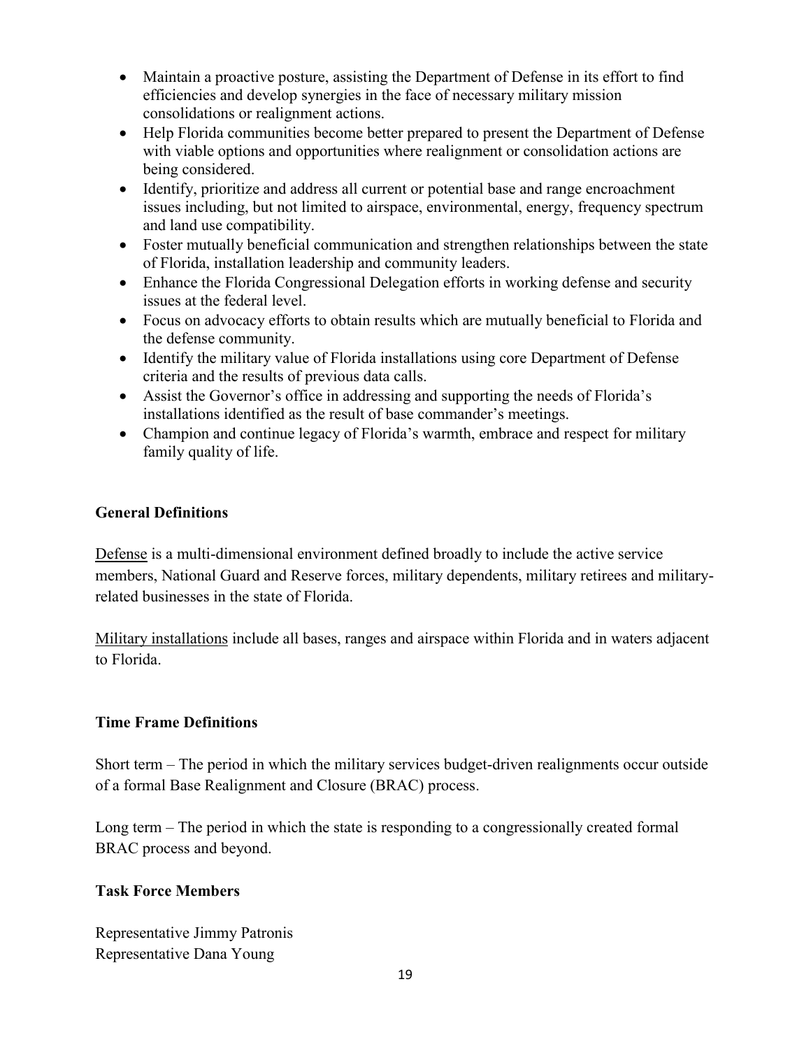- Maintain a proactive posture, assisting the Department of Defense in its effort to find efficiencies and develop synergies in the face of necessary military mission consolidations or realignment actions.
- Help Florida communities become better prepared to present the Department of Defense with viable options and opportunities where realignment or consolidation actions are being considered.
- Identify, prioritize and address all current or potential base and range encroachment issues including, but not limited to airspace, environmental, energy, frequency spectrum and land use compatibility.
- Foster mutually beneficial communication and strengthen relationships between the state of Florida, installation leadership and community leaders.
- Enhance the Florida Congressional Delegation efforts in working defense and security issues at the federal level.
- Focus on advocacy efforts to obtain results which are mutually beneficial to Florida and the defense community.
- Identify the military value of Florida installations using core Department of Defense criteria and the results of previous data calls.
- Assist the Governor's office in addressing and supporting the needs of Florida's installations identified as the result of base commander's meetings.
- Champion and continue legacy of Florida's warmth, embrace and respect for military family quality of life.

**General Definitions**

Defense is a multi-dimensional environment defined broadly to include the active service members, National Guard and Reserve forces, military dependents, military retirees and military-related businesses in the state of Florida.

Military installations include all bases, ranges and airspace within Florida and in waters adjacent to Florida.

**Time Frame Definitions**

Short term – The period in which the military services budget-driven realignments occur outside of a formal Base Realignment and Closure (BRAC) process.

Long term – The period in which the state is responding to a congressionally created formal BRAC process and beyond.

**Task Force Members**

Representative Jimmy Patronis
Representative Dana Young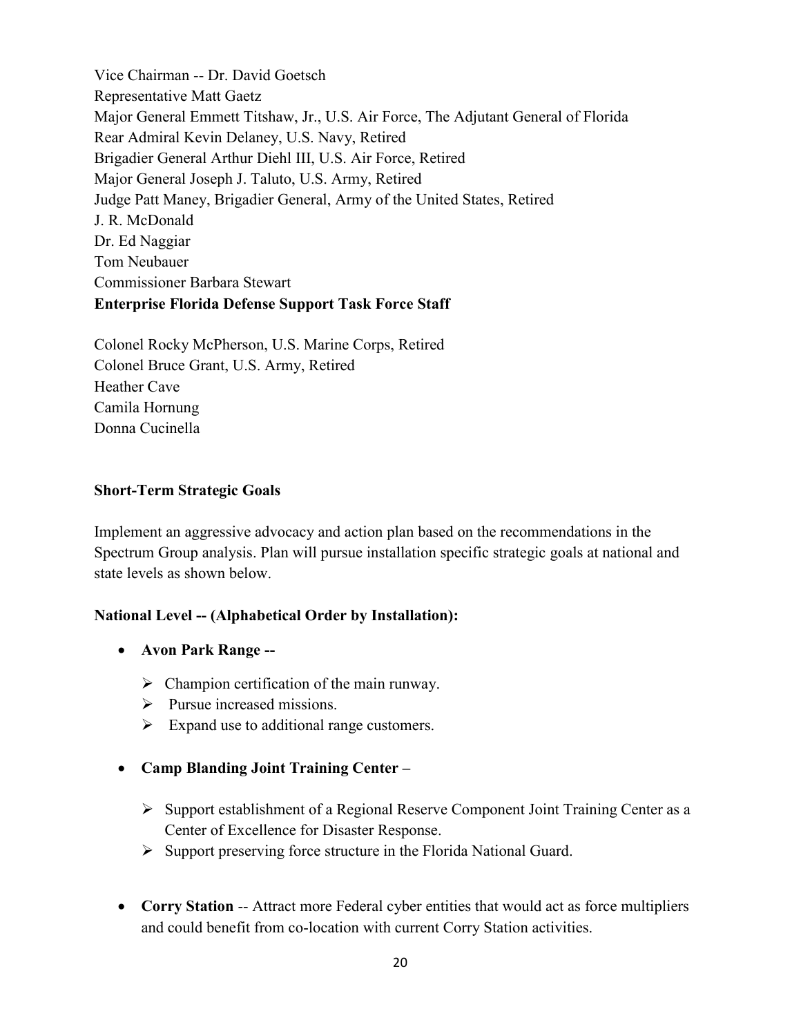Vice Chairman -- Dr. David Goetsch
Representative Matt Gaetz
Major General Emmett Titshaw, Jr., U.S. Air Force, The Adjutant General of Florida
Rear Admiral Kevin Delaney, U.S. Navy, Retired
Brigadier General Arthur Diehl III, U.S. Air Force, Retired
Major General Joseph J. Taluto, U.S. Army, Retired
Judge Patt Maney, Brigadier General, Army of the United States, Retired
J. R. McDonald
Dr. Ed Naggiar
Tom Neubauer
Commissioner Barbara Stewart

**Enterprise Florida Defense Support Task Force Staff**

Colonel Rocky McPherson, U.S. Marine Corps, Retired
Colonel Bruce Grant, U.S. Army, Retired
Heather Cave
Camila Hornung
Donna Cucinella

**Short-Term Strategic Goals**

Implement an aggressive advocacy and action plan based on the recommendations in the Spectrum Group analysis. Plan will pursue installation specific strategic goals at national and state levels as shown below.

**National Level -- (Alphabetical Order by Installation):**

- **Avon Park Range --**
  - Champion certification of the main runway.
  - Pursue increased missions.
  - Expand use to additional range customers.

- **Camp Blanding Joint Training Center –**
  - Support establishment of a Regional Reserve Component Joint Training Center as a Center of Excellence for Disaster Response.
  - Support preserving force structure in the Florida National Guard.

- **Corry Station** -- Attract more Federal cyber entities that would act as force multipliers and could benefit from co-location with current Corry Station activities.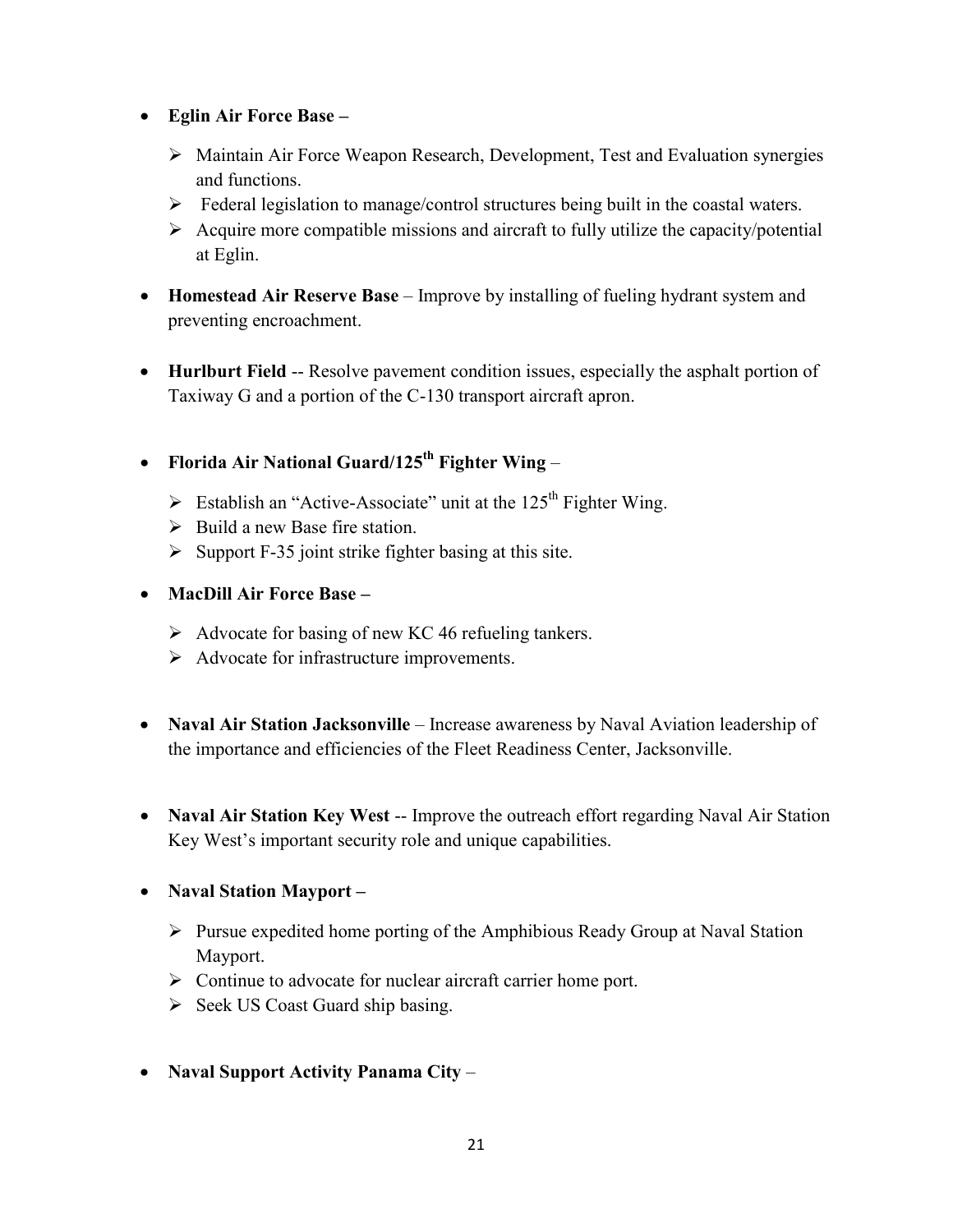- **Eglin Air Force Base –**
  - Maintain Air Force Weapon Research, Development, Test and Evaluation synergies and functions.
  - Federal legislation to manage/control structures being built in the coastal waters.
  - Acquire more compatible missions and aircraft to fully utilize the capacity/potential at Eglin.

- **Homestead Air Reserve Base** – Improve by installing of fueling hydrant system and preventing encroachment.

- **Hurlburt Field** -- Resolve pavement condition issues, especially the asphalt portion of Taxiway G and a portion of the C-130 transport aircraft apron.

- **Florida Air National Guard/125th Fighter Wing** –
  - Establish an "Active-Associate" unit at the 125th Fighter Wing.
  - Build a new Base fire station.
  - Support F-35 joint strike fighter basing at this site.

- **MacDill Air Force Base –**
  - Advocate for basing of new KC 46 refueling tankers.
  - Advocate for infrastructure improvements.

- **Naval Air Station Jacksonville** – Increase awareness by Naval Aviation leadership of the importance and efficiencies of the Fleet Readiness Center, Jacksonville.

- **Naval Air Station Key West** -- Improve the outreach effort regarding Naval Air Station Key West's important security role and unique capabilities.

- **Naval Station Mayport –**
  - Pursue expedited home porting of the Amphibious Ready Group at Naval Station Mayport.
  - Continue to advocate for nuclear aircraft carrier home port.
  - Seek US Coast Guard ship basing.

- **Naval Support Activity Panama City** –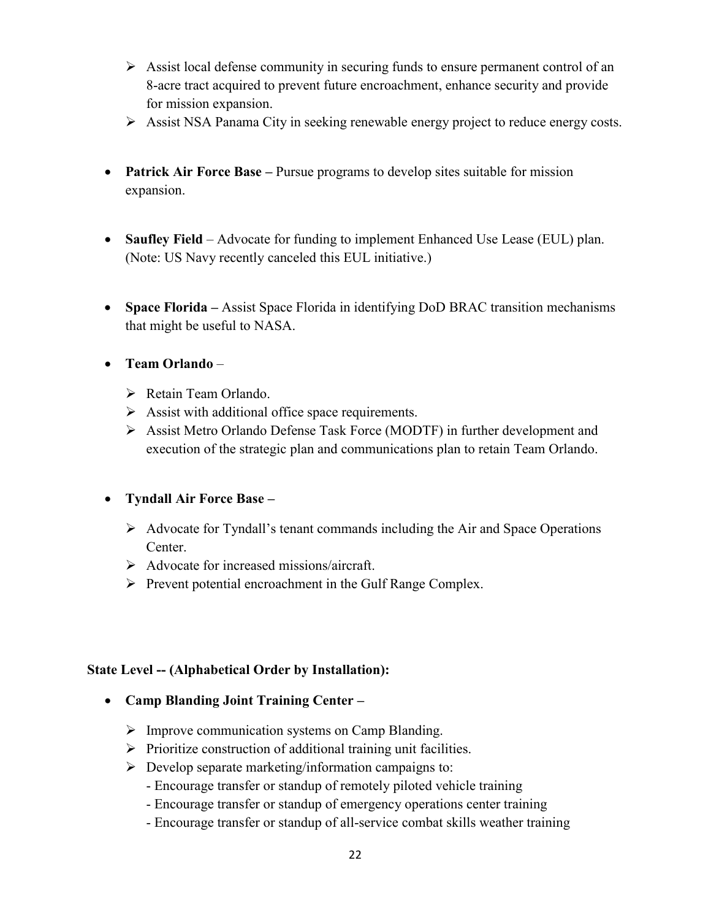- Assist local defense community in securing funds to ensure permanent control of an 8-acre tract acquired to prevent future encroachment, enhance security and provide for mission expansion.
  - Assist NSA Panama City in seeking renewable energy project to reduce energy costs.

- **Patrick Air Force Base –** Pursue programs to develop sites suitable for mission expansion.

- **Saufley Field** – Advocate for funding to implement Enhanced Use Lease (EUL) plan. (Note: US Navy recently canceled this EUL initiative.)

- **Space Florida –** Assist Space Florida in identifying DoD BRAC transition mechanisms that might be useful to NASA.

- **Team Orlando** –
  - Retain Team Orlando.
  - Assist with additional office space requirements.
  - Assist Metro Orlando Defense Task Force (MODTF) in further development and execution of the strategic plan and communications plan to retain Team Orlando.

- **Tyndall Air Force Base –**
  - Advocate for Tyndall's tenant commands including the Air and Space Operations Center.
  - Advocate for increased missions/aircraft.
  - Prevent potential encroachment in the Gulf Range Complex.

**State Level -- (Alphabetical Order by Installation):**

- **Camp Blanding Joint Training Center –**
  - Improve communication systems on Camp Blanding.
  - Prioritize construction of additional training unit facilities.
  - Develop separate marketing/information campaigns to:
    - Encourage transfer or standup of remotely piloted vehicle training
    - Encourage transfer or standup of emergency operations center training
    - Encourage transfer or standup of all-service combat skills weather training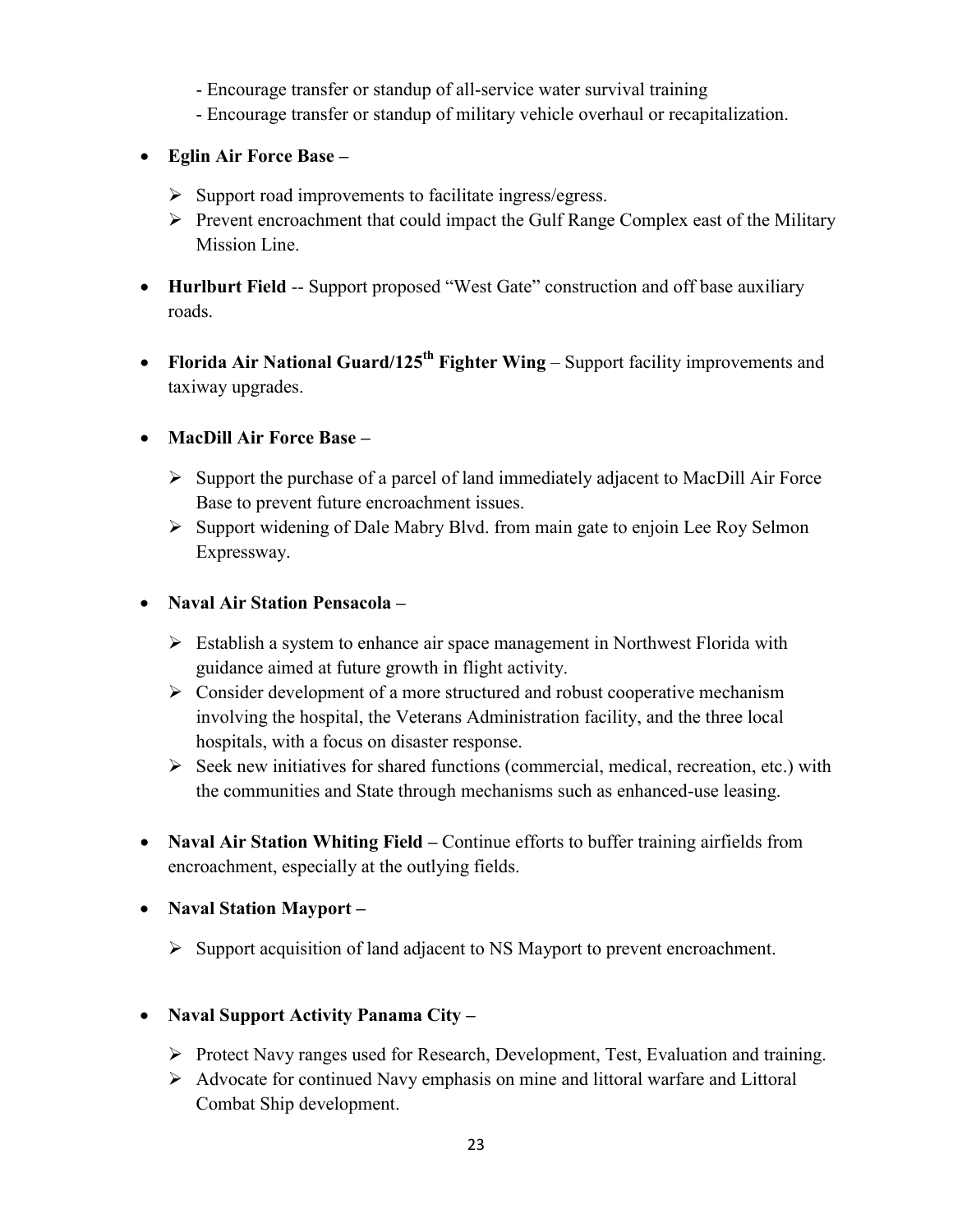- Encourage transfer or standup of all-service water survival training
  - Encourage transfer or standup of military vehicle overhaul or recapitalization.

- **Eglin Air Force Base –**
  - Support road improvements to facilitate ingress/egress.
  - Prevent encroachment that could impact the Gulf Range Complex east of the Military Mission Line.

- **Hurlburt Field** -- Support proposed "West Gate" construction and off base auxiliary roads.

- **Florida Air National Guard/125th Fighter Wing** – Support facility improvements and taxiway upgrades.

- **MacDill Air Force Base –**
  - Support the purchase of a parcel of land immediately adjacent to MacDill Air Force Base to prevent future encroachment issues.
  - Support widening of Dale Mabry Blvd. from main gate to enjoin Lee Roy Selmon Expressway.

- **Naval Air Station Pensacola –**
  - Establish a system to enhance air space management in Northwest Florida with guidance aimed at future growth in flight activity.
  - Consider development of a more structured and robust cooperative mechanism involving the hospital, the Veterans Administration facility, and the three local hospitals, with a focus on disaster response.
  - Seek new initiatives for shared functions (commercial, medical, recreation, etc.) with the communities and State through mechanisms such as enhanced-use leasing.

- **Naval Air Station Whiting Field –** Continue efforts to buffer training airfields from encroachment, especially at the outlying fields.

- **Naval Station Mayport –**
  - Support acquisition of land adjacent to NS Mayport to prevent encroachment.

- **Naval Support Activity Panama City –**
  - Protect Navy ranges used for Research, Development, Test, Evaluation and training.
  - Advocate for continued Navy emphasis on mine and littoral warfare and Littoral Combat Ship development.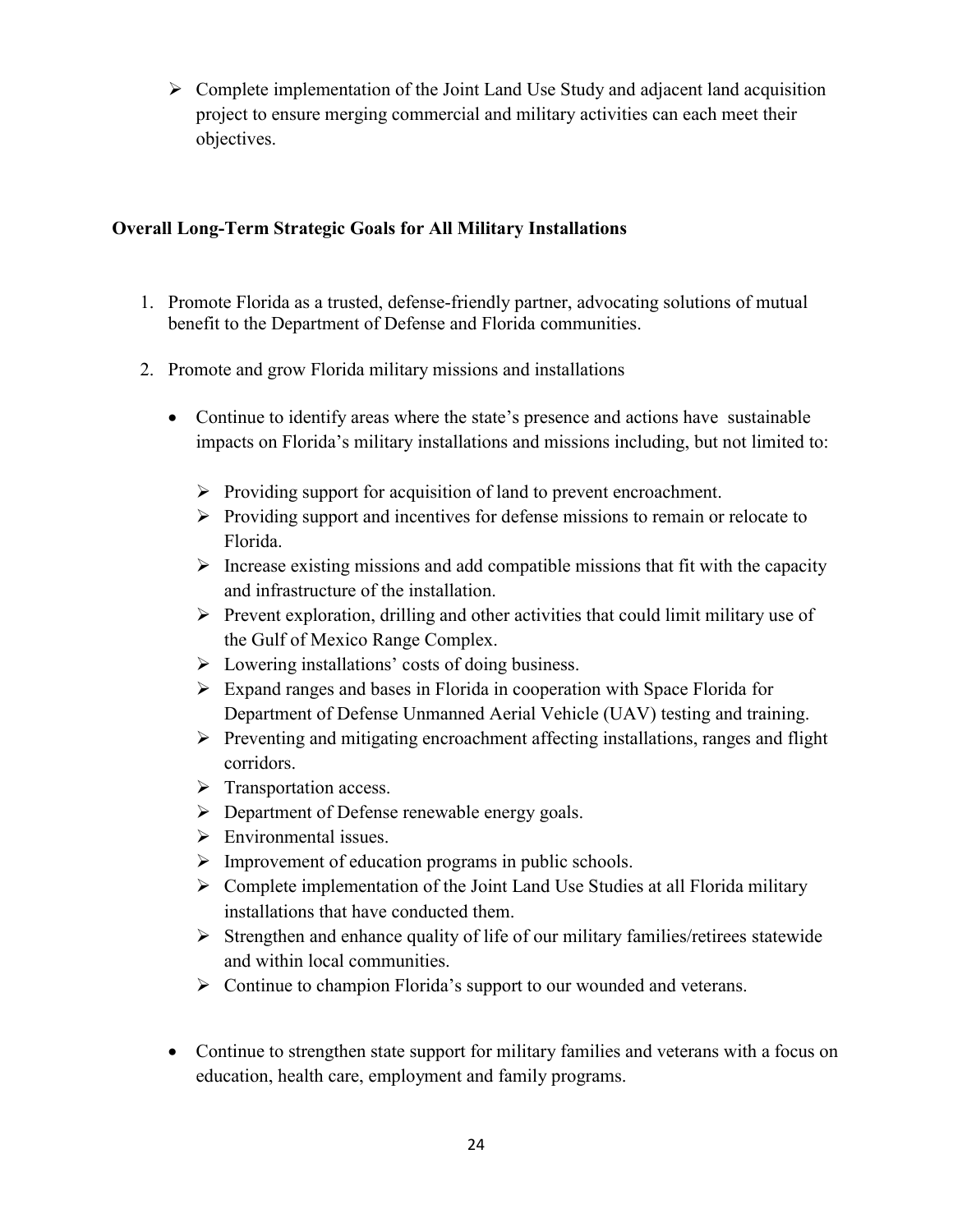- Complete implementation of the Joint Land Use Study and adjacent land acquisition project to ensure merging commercial and military activities can each meet their objectives.

**Overall Long-Term Strategic Goals for All Military Installations**

1. Promote Florida as a trusted, defense-friendly partner, advocating solutions of mutual benefit to the Department of Defense and Florida communities.
2. Promote and grow Florida military missions and installations
   - Continue to identify areas where the state's presence and actions have sustainable impacts on Florida's military installations and missions including, but not limited to:
     - Providing support for acquisition of land to prevent encroachment.
     - Providing support and incentives for defense missions to remain or relocate to Florida.
     - Increase existing missions and add compatible missions that fit with the capacity and infrastructure of the installation.
     - Prevent exploration, drilling and other activities that could limit military use of the Gulf of Mexico Range Complex.
     - Lowering installations' costs of doing business.
     - Expand ranges and bases in Florida in cooperation with Space Florida for Department of Defense Unmanned Aerial Vehicle (UAV) testing and training.
     - Preventing and mitigating encroachment affecting installations, ranges and flight corridors.
     - Transportation access.
     - Department of Defense renewable energy goals.
     - Environmental issues.
     - Improvement of education programs in public schools.
     - Complete implementation of the Joint Land Use Studies at all Florida military installations that have conducted them.
     - Strengthen and enhance quality of life of our military families/retirees statewide and within local communities.
     - Continue to champion Florida's support to our wounded and veterans.
   - Continue to strengthen state support for military families and veterans with a focus on education, health care, employment and family programs.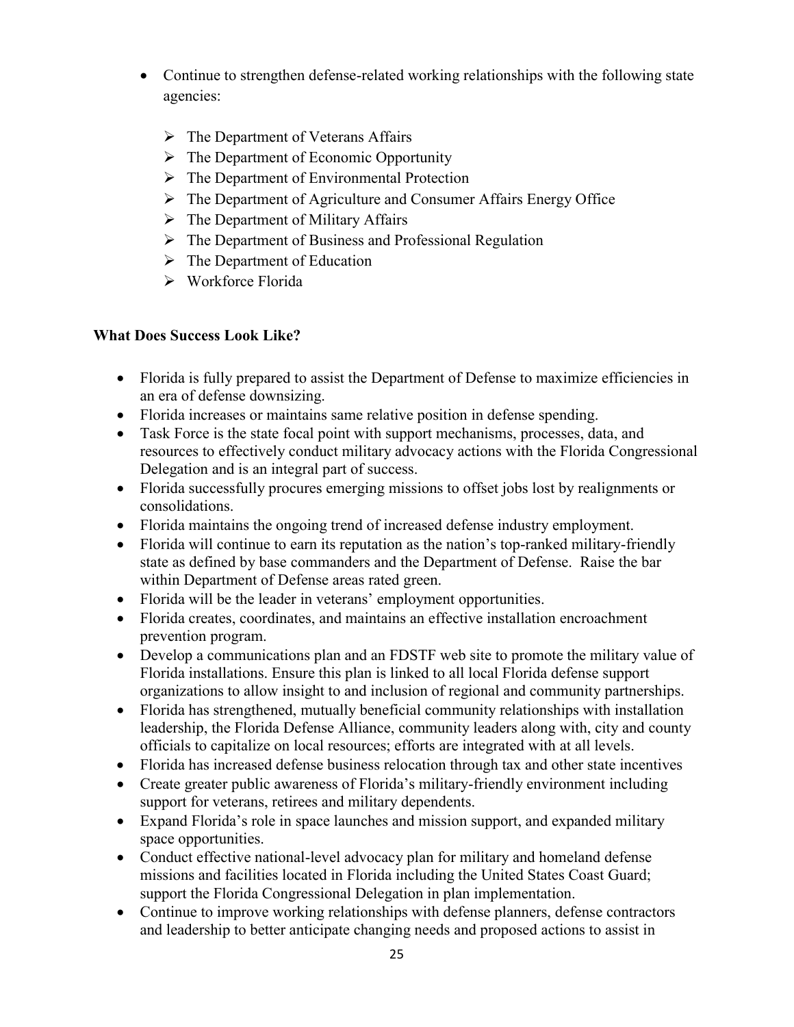- Continue to strengthen defense-related working relationships with the following state agencies:

    - The Department of Veterans Affairs
    - The Department of Economic Opportunity
    - The Department of Environmental Protection
    - The Department of Agriculture and Consumer Affairs Energy Office
    - The Department of Military Affairs
    - The Department of Business and Professional Regulation
    - The Department of Education
    - Workforce Florida

**What Does Success Look Like?**

- Florida is fully prepared to assist the Department of Defense to maximize efficiencies in an era of defense downsizing.
- Florida increases or maintains same relative position in defense spending.
- Task Force is the state focal point with support mechanisms, processes, data, and resources to effectively conduct military advocacy actions with the Florida Congressional Delegation and is an integral part of success.
- Florida successfully procures emerging missions to offset jobs lost by realignments or consolidations.
- Florida maintains the ongoing trend of increased defense industry employment.
- Florida will continue to earn its reputation as the nation's top-ranked military-friendly state as defined by base commanders and the Department of Defense. Raise the bar within Department of Defense areas rated green.
- Florida will be the leader in veterans' employment opportunities.
- Florida creates, coordinates, and maintains an effective installation encroachment prevention program.
- Develop a communications plan and an FDSTF web site to promote the military value of Florida installations. Ensure this plan is linked to all local Florida defense support organizations to allow insight to and inclusion of regional and community partnerships.
- Florida has strengthened, mutually beneficial community relationships with installation leadership, the Florida Defense Alliance, community leaders along with, city and county officials to capitalize on local resources; efforts are integrated with at all levels.
- Florida has increased defense business relocation through tax and other state incentives
- Create greater public awareness of Florida's military-friendly environment including support for veterans, retirees and military dependents.
- Expand Florida's role in space launches and mission support, and expanded military space opportunities.
- Conduct effective national-level advocacy plan for military and homeland defense missions and facilities located in Florida including the United States Coast Guard; support the Florida Congressional Delegation in plan implementation.
- Continue to improve working relationships with defense planners, defense contractors and leadership to better anticipate changing needs and proposed actions to assist in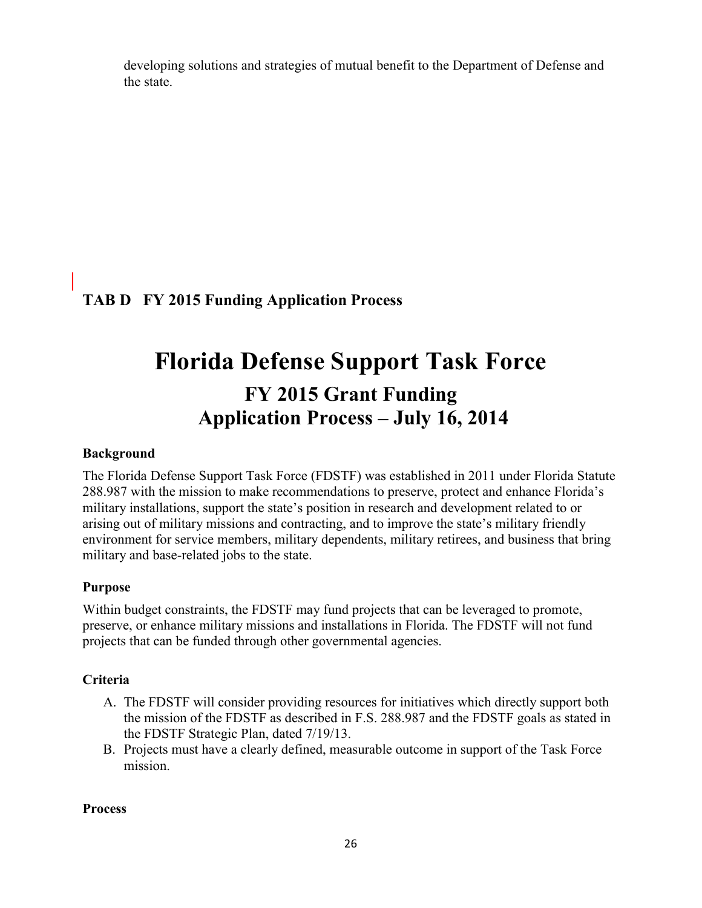developing solutions and strategies of mutual benefit to the Department of Defense and the state.

## TAB D FY 2015 Funding Application Process

# Florida Defense Support Task Force

## FY 2015 Grant Funding Application Process – July 16, 2014

**Background**

The Florida Defense Support Task Force (FDSTF) was established in 2011 under Florida Statute 288.987 with the mission to make recommendations to preserve, protect and enhance Florida's military installations, support the state's position in research and development related to or arising out of military missions and contracting, and to improve the state's military friendly environment for service members, military dependents, military retirees, and business that bring military and base-related jobs to the state.

**Purpose**

Within budget constraints, the FDSTF may fund projects that can be leveraged to promote, preserve, or enhance military missions and installations in Florida. The FDSTF will not fund projects that can be funded through other governmental agencies.

**Criteria**

A. The FDSTF will consider providing resources for initiatives which directly support both the mission of the FDSTF as described in F.S. 288.987 and the FDSTF goals as stated in the FDSTF Strategic Plan, dated 7/19/13.
B. Projects must have a clearly defined, measurable outcome in support of the Task Force mission.

**Process**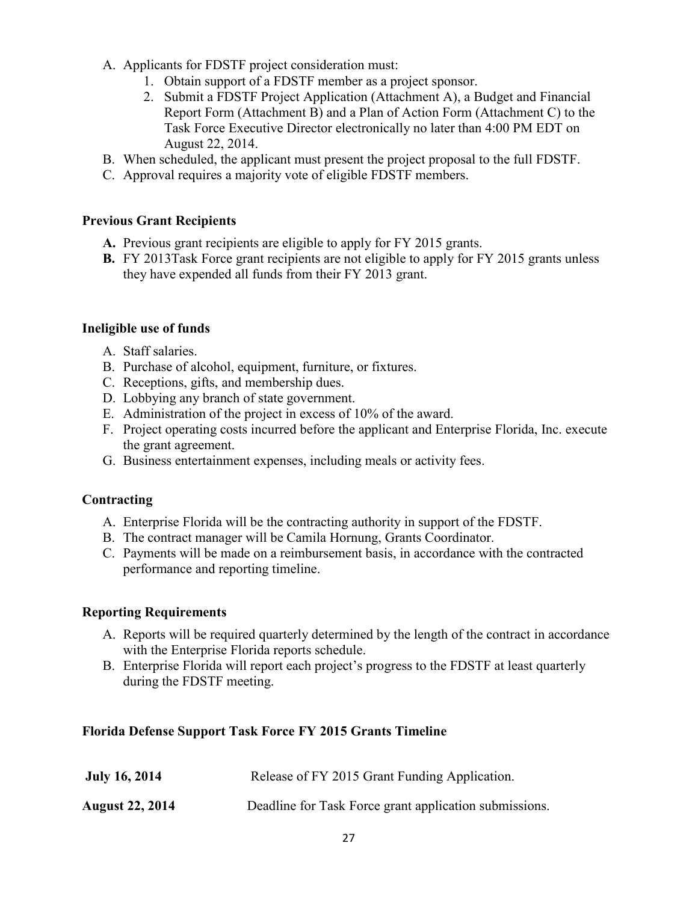A. Applicants for FDSTF project consideration must:
    1. Obtain support of a FDSTF member as a project sponsor.
    2. Submit a FDSTF Project Application (Attachment A), a Budget and Financial Report Form (Attachment B) and a Plan of Action Form (Attachment C) to the Task Force Executive Director electronically no later than 4:00 PM EDT on August 22, 2014.
B. When scheduled, the applicant must present the project proposal to the full FDSTF.
C. Approval requires a majority vote of eligible FDSTF members.

### Previous Grant Recipients

**A.** Previous grant recipients are eligible to apply for FY 2015 grants.
**B.** FY 2013Task Force grant recipients are not eligible to apply for FY 2015 grants unless they have expended all funds from their FY 2013 grant.

### Ineligible use of funds

A. Staff salaries.
B. Purchase of alcohol, equipment, furniture, or fixtures.
C. Receptions, gifts, and membership dues.
D. Lobbying any branch of state government.
E. Administration of the project in excess of 10% of the award.
F. Project operating costs incurred before the applicant and Enterprise Florida, Inc. execute the grant agreement.
G. Business entertainment expenses, including meals or activity fees.

### Contracting

A. Enterprise Florida will be the contracting authority in support of the FDSTF.
B. The contract manager will be Camila Hornung, Grants Coordinator.
C. Payments will be made on a reimbursement basis, in accordance with the contracted performance and reporting timeline.

### Reporting Requirements

A. Reports will be required quarterly determined by the length of the contract in accordance with the Enterprise Florida reports schedule.
B. Enterprise Florida will report each project's progress to the FDSTF at least quarterly during the FDSTF meeting.

### Florida Defense Support Task Force FY 2015 Grants Timeline

| | |
|---|---|
| **July 16, 2014** | Release of FY 2015 Grant Funding Application. |
| **August 22, 2014** | Deadline for Task Force grant application submissions. |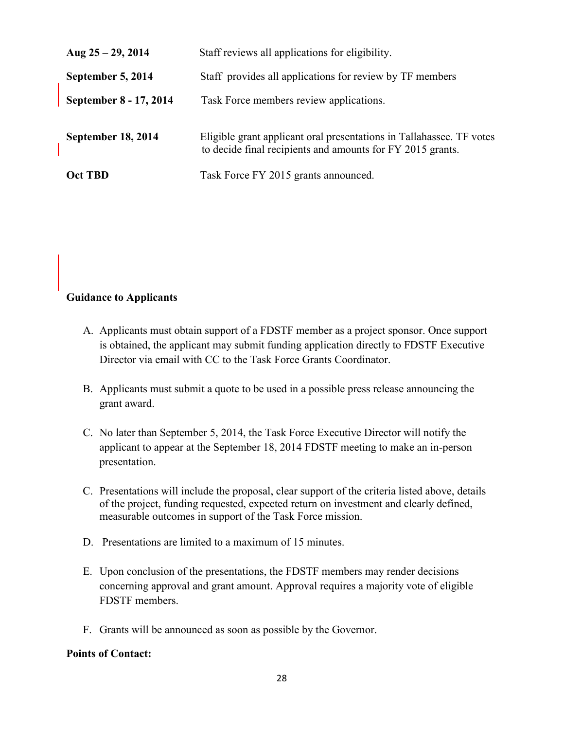| | |
|---|---|
| **Aug 25 – 29, 2014** | Staff reviews all applications for eligibility. |
| **September 5, 2014** | Staff provides all applications for review by TF members |
| **September 8 - 17, 2014** | Task Force members review applications. |
| **September 18, 2014** | Eligible grant applicant oral presentations in Tallahassee. TF votes to decide final recipients and amounts for FY 2015 grants. |
| **Oct TBD** | Task Force FY 2015 grants announced. |

**Guidance to Applicants**

A. Applicants must obtain support of a FDSTF member as a project sponsor. Once support is obtained, the applicant may submit funding application directly to FDSTF Executive Director via email with CC to the Task Force Grants Coordinator.

B. Applicants must submit a quote to be used in a possible press release announcing the grant award.

C. No later than September 5, 2014, the Task Force Executive Director will notify the applicant to appear at the September 18, 2014 FDSTF meeting to make an in-person presentation.

C. Presentations will include the proposal, clear support of the criteria listed above, details of the project, funding requested, expected return on investment and clearly defined, measurable outcomes in support of the Task Force mission.

D. Presentations are limited to a maximum of 15 minutes.

E. Upon conclusion of the presentations, the FDSTF members may render decisions concerning approval and grant amount. Approval requires a majority vote of eligible FDSTF members.

F. Grants will be announced as soon as possible by the Governor.

**Points of Contact:**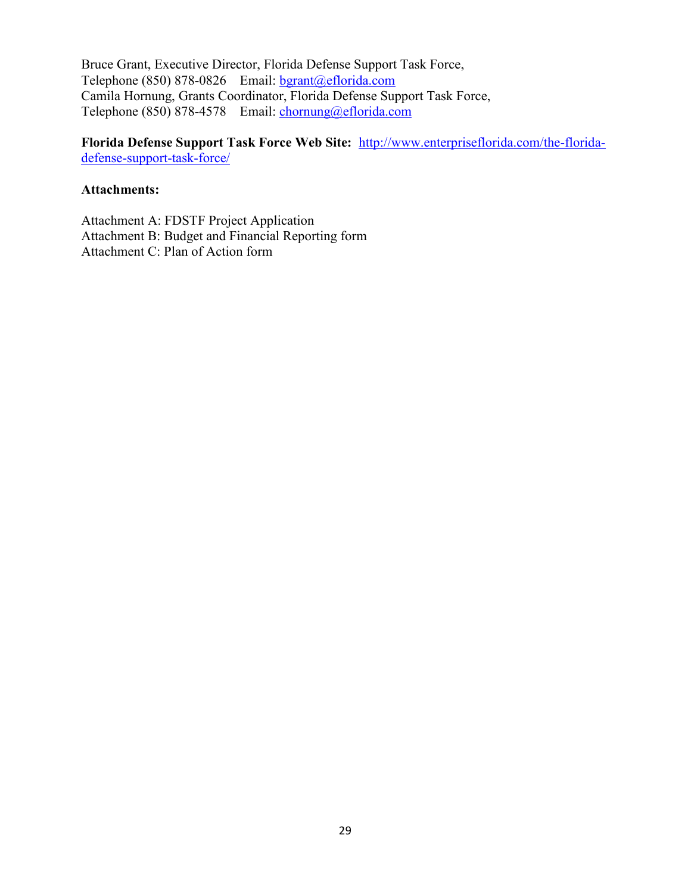Bruce Grant, Executive Director, Florida Defense Support Task Force,
Telephone (850) 878-0826  Email: bgrant@eflorida.com
Camila Hornung, Grants Coordinator, Florida Defense Support Task Force,
Telephone (850) 878-4578  Email: chornung@eflorida.com

**Florida Defense Support Task Force Web Site:** http://www.enterpriseflorida.com/the-florida-defense-support-task-force/

**Attachments:**

Attachment A: FDSTF Project Application
Attachment B: Budget and Financial Reporting form
Attachment C: Plan of Action form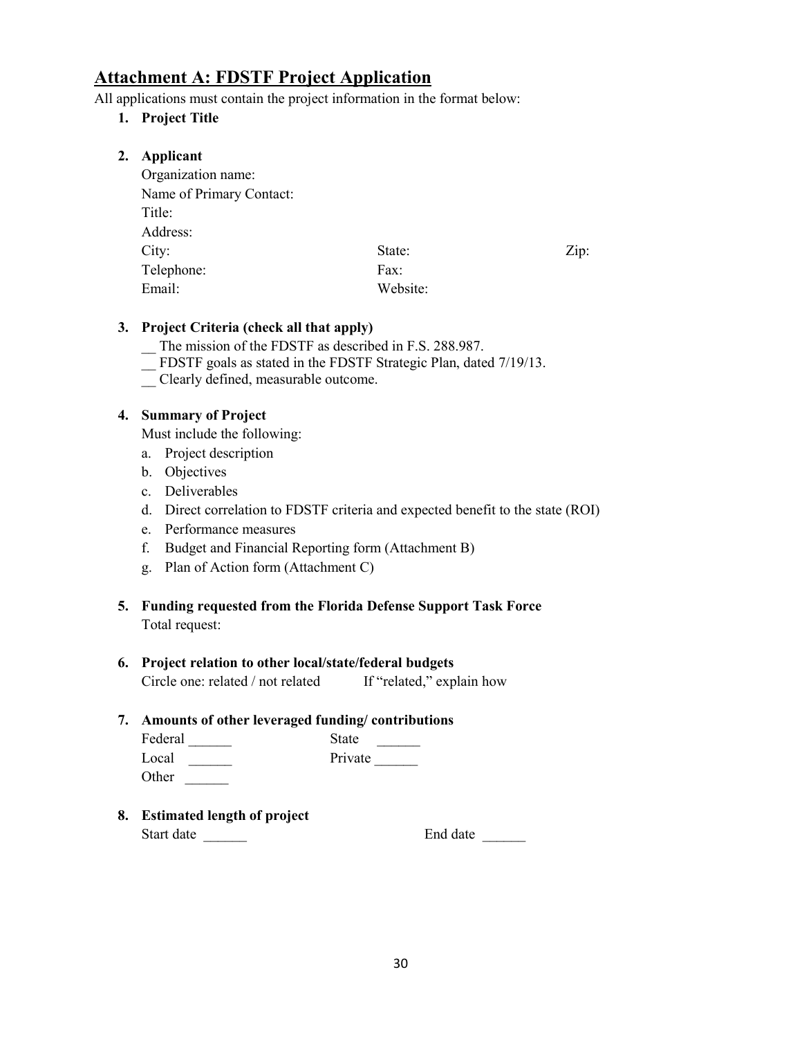## Attachment A: FDSTF Project Application

All applications must contain the project information in the format below:

1. **Project Title**

2. **Applicant**

   Organization name:
   Name of Primary Contact:
   Title:
   Address:
   City: State: Zip:
   Telephone: Fax:
   Email: Website:

3. **Project Criteria (check all that apply)**

   __ The mission of the FDSTF as described in F.S. 288.987.
   __ FDSTF goals as stated in the FDSTF Strategic Plan, dated 7/19/13.
   __ Clearly defined, measurable outcome.

4. **Summary of Project**

   Must include the following:

   a. Project description
   b. Objectives
   c. Deliverables
   d. Direct correlation to FDSTF criteria and expected benefit to the state (ROI)
   e. Performance measures
   f. Budget and Financial Reporting form (Attachment B)
   g. Plan of Action form (Attachment C)

5. **Funding requested from the Florida Defense Support Task Force**

   Total request:

6. **Project relation to other local/state/federal budgets**

   Circle one: related / not related If "related," explain how

7. **Amounts of other leveraged funding/ contributions**

   Federal ______ State ______
   Local ______ Private ______
   Other ______

8. **Estimated length of project**

   Start date ______ End date ______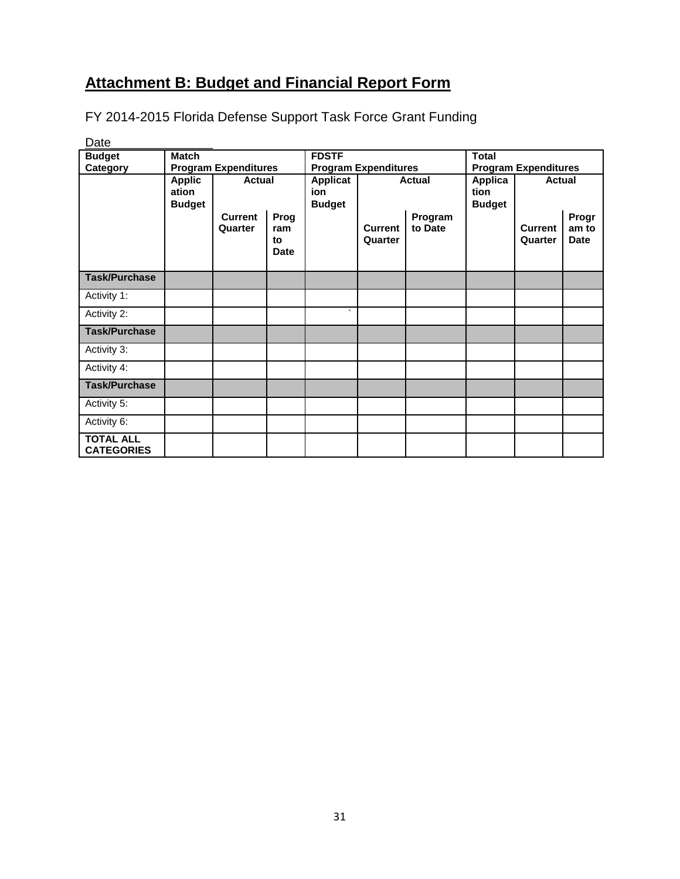# Attachment B: Budget and Financial Report Form

FY 2014-2015 Florida Defense Support Task Force Grant Funding

Date_______________

| Budget Category | Match Program Expenditures | | | FDSTF Program Expenditures | | | Total Program Expenditures | | |
|---|---|---|---|---|---|---|---|---|---|
| | Application Budget | Actual | | Application Budget | Actual | | Application Budget | Actual | |
| | | Current Quarter | Program to Date | | Current Quarter | Program to Date | | Current Quarter | Program to Date |
| **Task/Purchase** | | | | | | | | | |
| Activity 1: | | | | | | | | | |
| Activity 2: | | | | ` | | | | | |
| **Task/Purchase** | | | | | | | | | |
| Activity 3: | | | | | | | | | |
| Activity 4: | | | | | | | | | |
| **Task/Purchase** | | | | | | | | | |
| Activity 5: | | | | | | | | | |
| Activity 6: | | | | | | | | | |
| **TOTAL ALL CATEGORIES** | | | | | | | | | |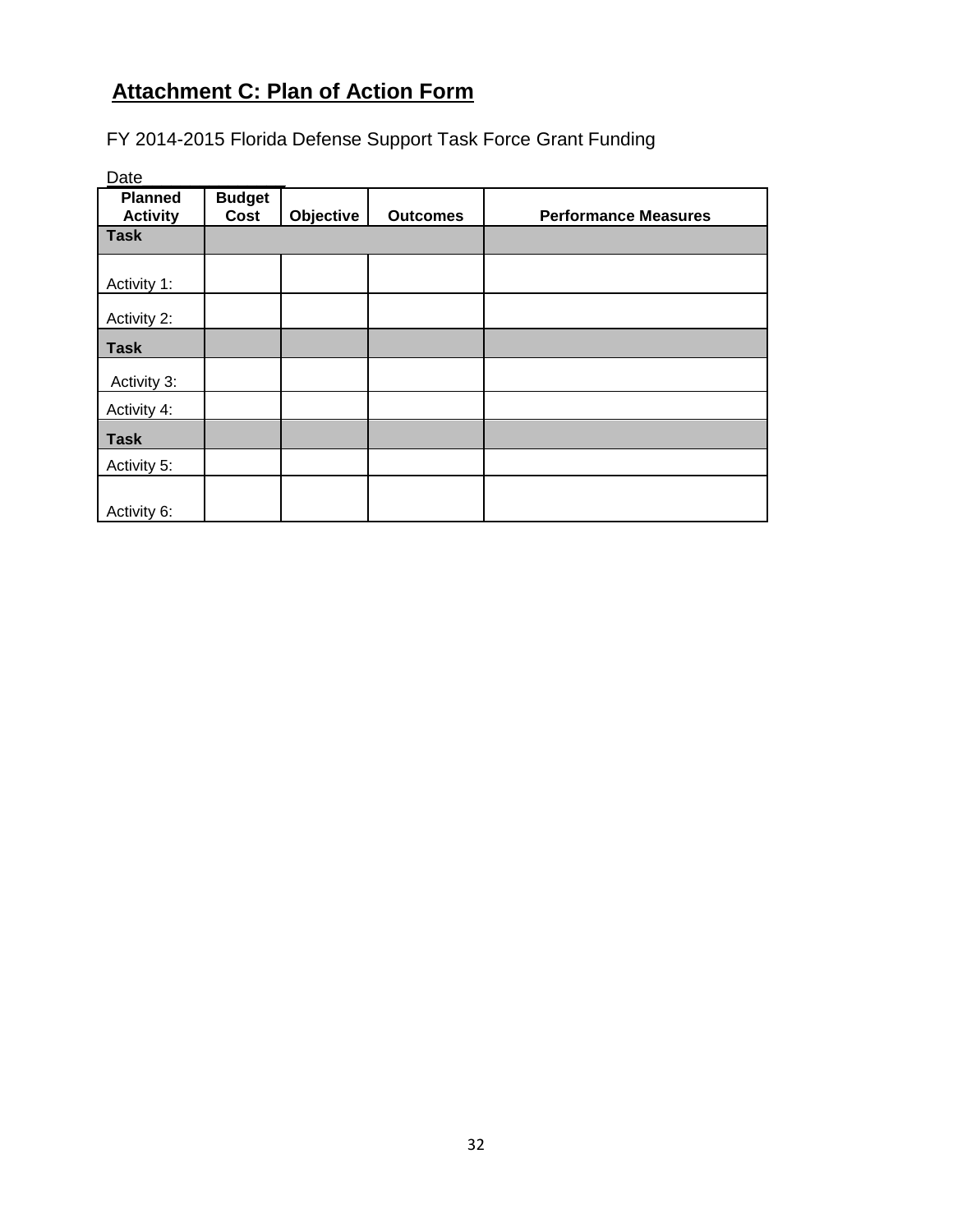## Attachment C: Plan of Action Form

FY 2014-2015 Florida Defense Support Task Force Grant Funding

Date_______________

| Planned Activity | Budget Cost | Objective | Outcomes | Performance Measures |
|---|---|---|---|---|
| **Task** | | | | |
| Activity 1: | | | | |
| Activity 2: | | | | |
| **Task** | | | | |
| Activity 3: | | | | |
| Activity 4: | | | | |
| **Task** | | | | |
| Activity 5: | | | | |
| Activity 6: | | | | |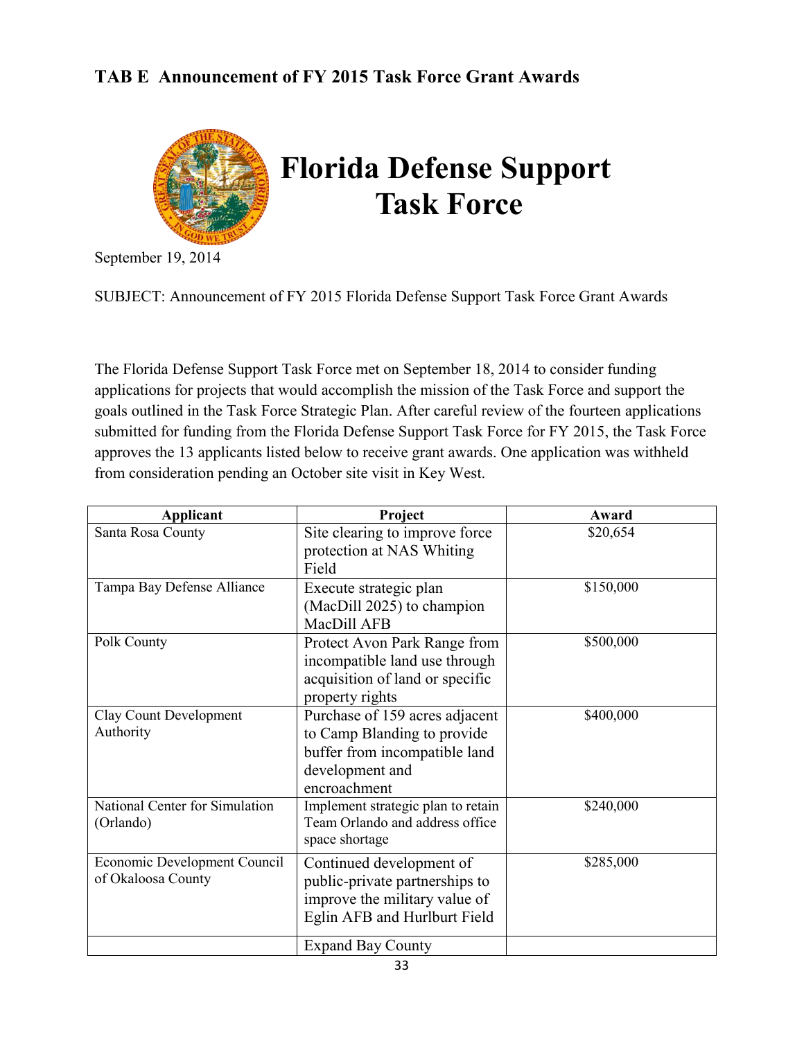## TAB E Announcement of FY 2015 Task Force Grant Awards

# Florida Defense Support Task Force

September 19, 2014

SUBJECT: Announcement of FY 2015 Florida Defense Support Task Force Grant Awards

The Florida Defense Support Task Force met on September 18, 2014 to consider funding applications for projects that would accomplish the mission of the Task Force and support the goals outlined in the Task Force Strategic Plan. After careful review of the fourteen applications submitted for funding from the Florida Defense Support Task Force for FY 2015, the Task Force approves the 13 applicants listed below to receive grant awards. One application was withheld from consideration pending an October site visit in Key West.

| Applicant | Project | Award |
|---|---|---|
| Santa Rosa County | Site clearing to improve force protection at NAS Whiting Field | $20,654 |
| Tampa Bay Defense Alliance | Execute strategic plan (MacDill 2025) to champion MacDill AFB | $150,000 |
| Polk County | Protect Avon Park Range from incompatible land use through acquisition of land or specific property rights | $500,000 |
| Clay Count Development Authority | Purchase of 159 acres adjacent to Camp Blanding to provide buffer from incompatible land development and encroachment | $400,000 |
| National Center for Simulation (Orlando) | Implement strategic plan to retain Team Orlando and address office space shortage | $240,000 |
| Economic Development Council of Okaloosa County | Continued development of public-private partnerships to improve the military value of Eglin AFB and Hurlburt Field | $285,000 |
| | Expand Bay County | |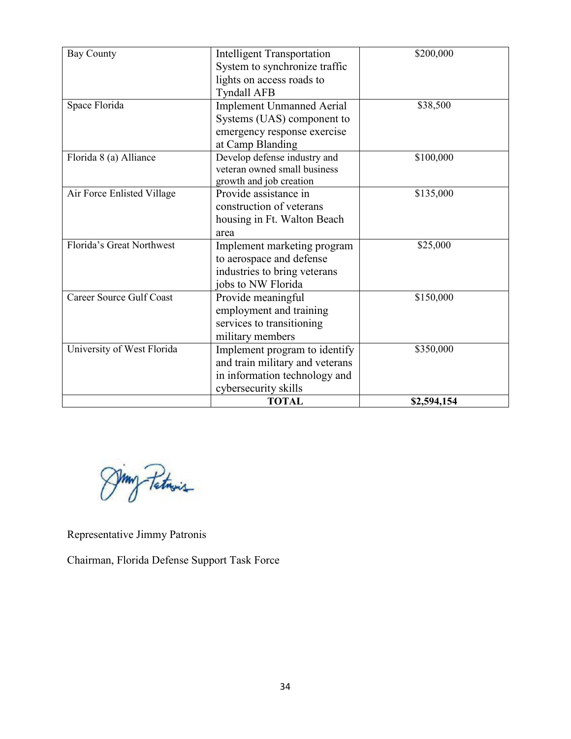| | | |
|---|---|---|
| Bay County | Intelligent Transportation System to synchronize traffic lights on access roads to Tyndall AFB | $200,000 |
| Space Florida | Implement Unmanned Aerial Systems (UAS) component to emergency response exercise at Camp Blanding | $38,500 |
| Florida 8 (a) Alliance | Develop defense industry and veteran owned small business growth and job creation | $100,000 |
| Air Force Enlisted Village | Provide assistance in construction of veterans housing in Ft. Walton Beach area | $135,000 |
| Florida's Great Northwest | Implement marketing program to aerospace and defense industries to bring veterans jobs to NW Florida | $25,000 |
| Career Source Gulf Coast | Provide meaningful employment and training services to transitioning military members | $150,000 |
| University of West Florida | Implement program to identify and train military and veterans in information technology and cybersecurity skills | $350,000 |
| | **TOTAL** | **$2,594,154** |

Representative Jimmy Patronis

Chairman, Florida Defense Support Task Force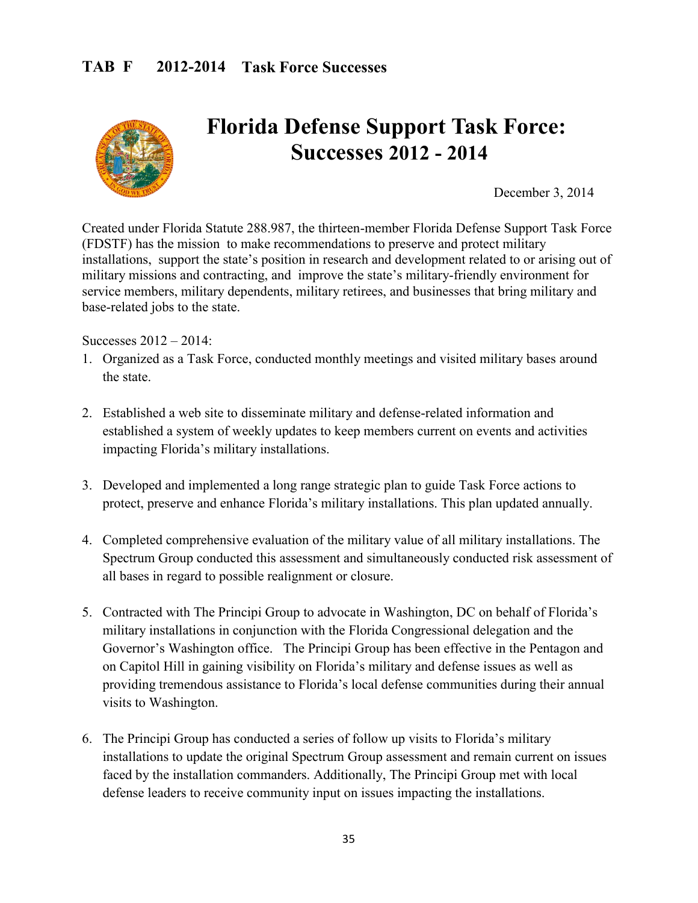**TAB F 2012-2014 Task Force Successes**

# Florida Defense Support Task Force: Successes 2012 - 2014

December 3, 2014

Created under Florida Statute 288.987, the thirteen-member Florida Defense Support Task Force (FDSTF) has the mission to make recommendations to preserve and protect military installations, support the state's position in research and development related to or arising out of military missions and contracting, and improve the state's military-friendly environment for service members, military dependents, military retirees, and businesses that bring military and base-related jobs to the state.

Successes 2012 – 2014:

1. Organized as a Task Force, conducted monthly meetings and visited military bases around the state.

2. Established a web site to disseminate military and defense-related information and established a system of weekly updates to keep members current on events and activities impacting Florida's military installations.

3. Developed and implemented a long range strategic plan to guide Task Force actions to protect, preserve and enhance Florida's military installations. This plan updated annually.

4. Completed comprehensive evaluation of the military value of all military installations. The Spectrum Group conducted this assessment and simultaneously conducted risk assessment of all bases in regard to possible realignment or closure.

5. Contracted with The Principi Group to advocate in Washington, DC on behalf of Florida's military installations in conjunction with the Florida Congressional delegation and the Governor's Washington office. The Principi Group has been effective in the Pentagon and on Capitol Hill in gaining visibility on Florida's military and defense issues as well as providing tremendous assistance to Florida's local defense communities during their annual visits to Washington.

6. The Principi Group has conducted a series of follow up visits to Florida's military installations to update the original Spectrum Group assessment and remain current on issues faced by the installation commanders. Additionally, The Principi Group met with local defense leaders to receive community input on issues impacting the installations.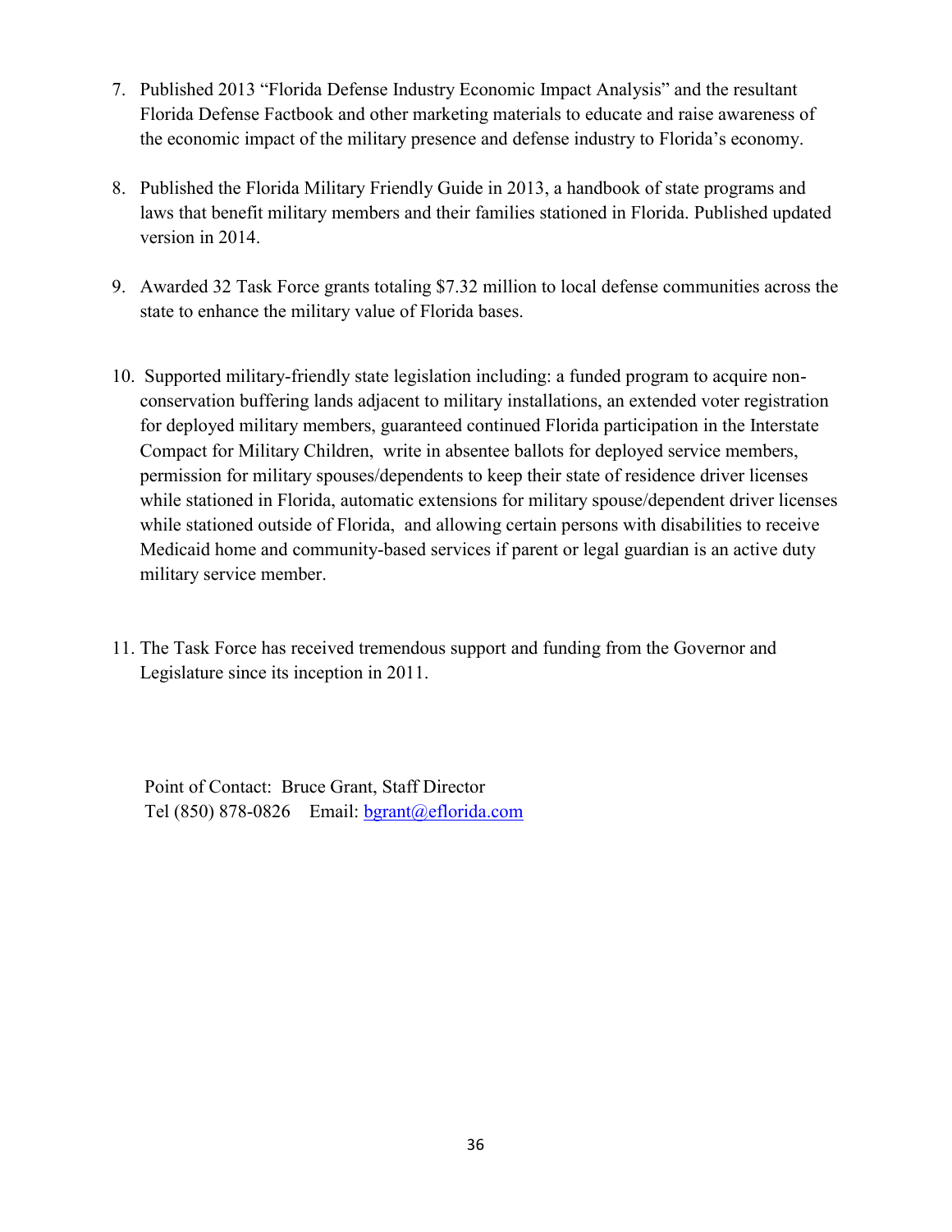7. Published 2013 "Florida Defense Industry Economic Impact Analysis" and the resultant Florida Defense Factbook and other marketing materials to educate and raise awareness of the economic impact of the military presence and defense industry to Florida's economy.

8. Published the Florida Military Friendly Guide in 2013, a handbook of state programs and laws that benefit military members and their families stationed in Florida. Published updated version in 2014.

9. Awarded 32 Task Force grants totaling $7.32 million to local defense communities across the state to enhance the military value of Florida bases.

10. Supported military-friendly state legislation including: a funded program to acquire non-conservation buffering lands adjacent to military installations, an extended voter registration for deployed military members, guaranteed continued Florida participation in the Interstate Compact for Military Children, write in absentee ballots for deployed service members, permission for military spouses/dependents to keep their state of residence driver licenses while stationed in Florida, automatic extensions for military spouse/dependent driver licenses while stationed outside of Florida, and allowing certain persons with disabilities to receive Medicaid home and community-based services if parent or legal guardian is an active duty military service member.

11. The Task Force has received tremendous support and funding from the Governor and Legislature since its inception in 2011.

Point of Contact: Bruce Grant, Staff Director
Tel (850) 878-0826 Email: bgrant@eflorida.com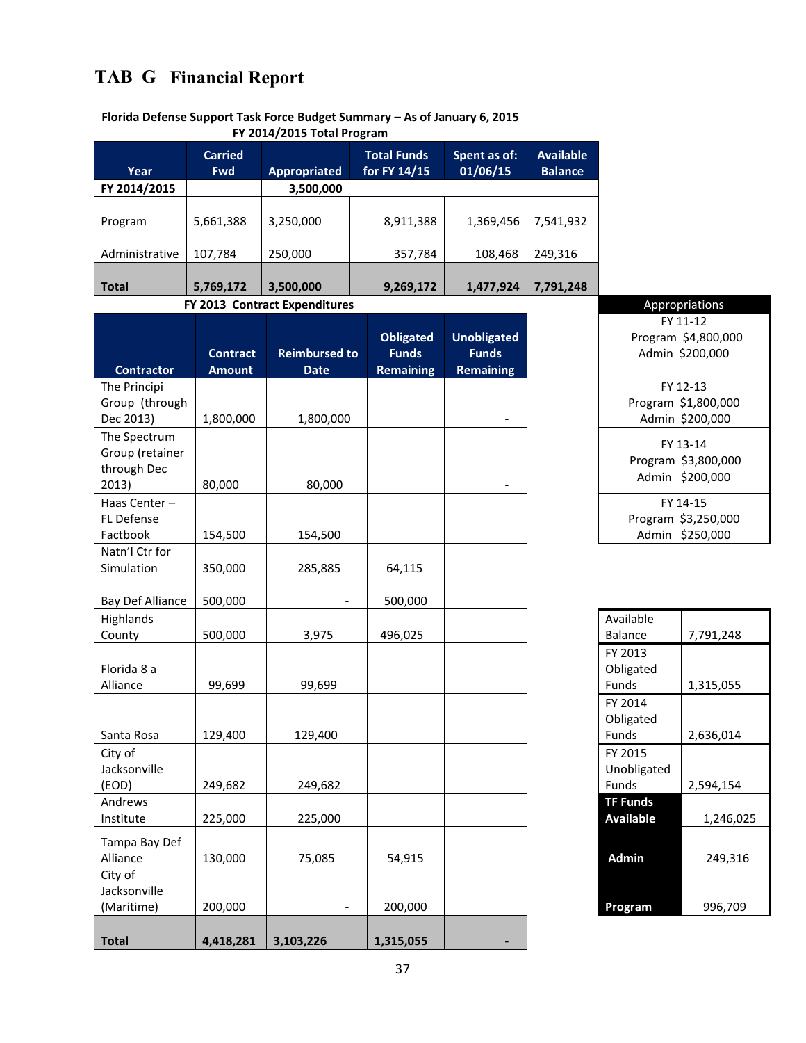# TAB G Financial Report

**Florida Defense Support Task Force Budget Summary – As of January 6, 2015**
**FY 2014/2015 Total Program**

| Year | Carried Fwd | Appropriated | Total Funds for FY 14/15 | Spent as of: 01/06/15 | Available Balance |
|---|---|---|---|---|---|
| **FY 2014/2015** | | **3,500,000** | | | |
| Program | 5,661,388 | 3,250,000 | 8,911,388 | 1,369,456 | 7,541,932 |
| Administrative | 107,784 | 250,000 | 357,784 | 108,468 | 249,316 |
| **Total** | **5,769,172** | **3,500,000** | **9,269,172** | **1,477,924** | **7,791,248** |

**FY 2013 Contract Expenditures**

| Contractor | Contract Amount | Reimbursed to Date | Obligated Funds Remaining | Unobligated Funds Remaining |
|---|---|---|---|---|
| The Principi Group (through Dec 2013) | 1,800,000 | 1,800,000 | | - |
| The Spectrum Group (retainer through Dec 2013) | 80,000 | 80,000 | | - |
| Haas Center – FL Defense Factbook | 154,500 | 154,500 | | |
| Natn'l Ctr for Simulation | 350,000 | 285,885 | 64,115 | |
| Bay Def Alliance | 500,000 | - | 500,000 | |
| Highlands County | 500,000 | 3,975 | 496,025 | |
| Florida 8 a Alliance | 99,699 | 99,699 | | |
| Santa Rosa | 129,400 | 129,400 | | |
| City of Jacksonville (EOD) | 249,682 | 249,682 | | |
| Andrews Institute | 225,000 | 225,000 | | |
| Tampa Bay Def Alliance | 130,000 | 75,085 | 54,915 | |
| City of Jacksonville (Maritime) | 200,000 | - | 200,000 | |
| **Total** | **4,418,281** | **3,103,226** | **1,315,055** | **-** |

| Appropriations |
|---|
| FY 11-12<br>Program $4,800,000<br>Admin $200,000 |
| FY 12-13<br>Program $1,800,000<br>Admin $200,000 |
| FY 13-14<br>Program $3,800,000<br>Admin $200,000 |
| FY 14-15<br>Program $3,250,000<br>Admin $250,000 |

| | |
|---|---|
| Available Balance | 7,791,248 |
| FY 2013 Obligated Funds | 1,315,055 |
| FY 2014 Obligated Funds | 2,636,014 |
| FY 2015 Unobligated Funds | 2,594,154 |
| **TF Funds Available** | 1,246,025 |
| **Admin** | 249,316 |
| **Program** | 996,709 |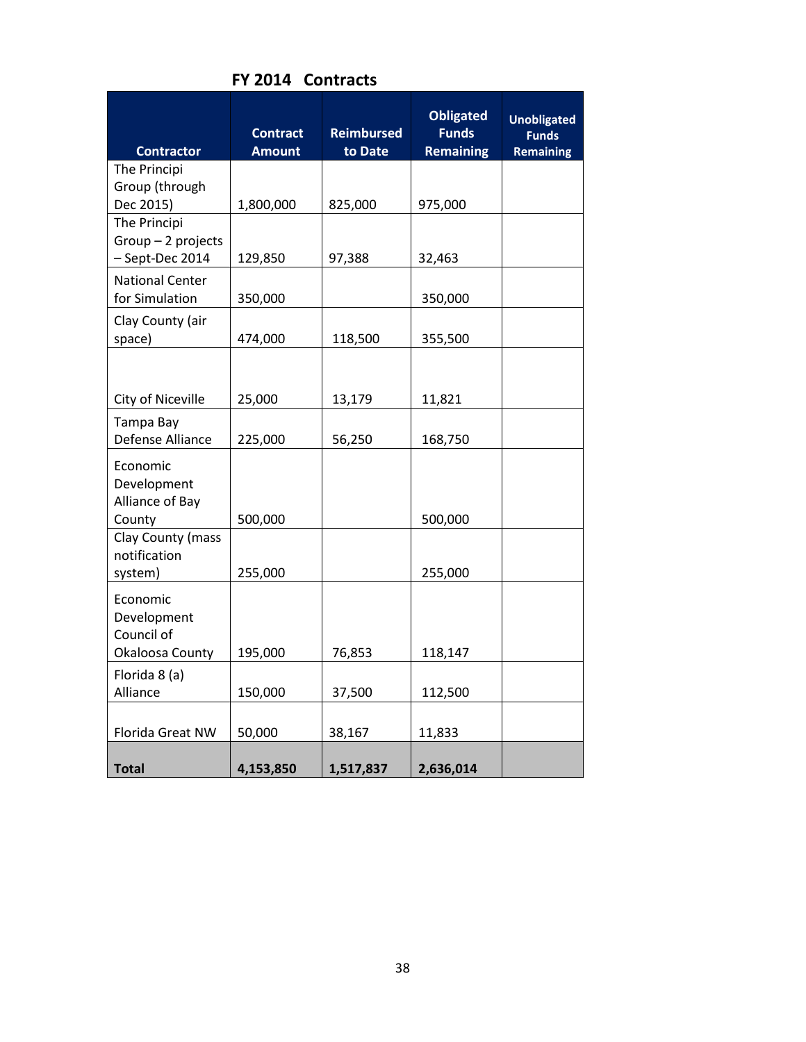## FY 2014 Contracts

| Contractor | Contract Amount | Reimbursed to Date | Obligated Funds Remaining | Unobligated Funds Remaining |
|---|---|---|---|---|
| The Principi Group (through Dec 2015) | 1,800,000 | 825,000 | 975,000 | |
| The Principi Group – 2 projects – Sept-Dec 2014 | 129,850 | 97,388 | 32,463 | |
| National Center for Simulation | 350,000 | | 350,000 | |
| Clay County (air space) | 474,000 | 118,500 | 355,500 | |
| City of Niceville | 25,000 | 13,179 | 11,821 | |
| Tampa Bay Defense Alliance | 225,000 | 56,250 | 168,750 | |
| Economic Development Alliance of Bay County | 500,000 | | 500,000 | |
| Clay County (mass notification system) | 255,000 | | 255,000 | |
| Economic Development Council of Okaloosa County | 195,000 | 76,853 | 118,147 | |
| Florida 8 (a) Alliance | 150,000 | 37,500 | 112,500 | |
| Florida Great NW | 50,000 | 38,167 | 11,833 | |
| **Total** | **4,153,850** | **1,517,837** | **2,636,014** | |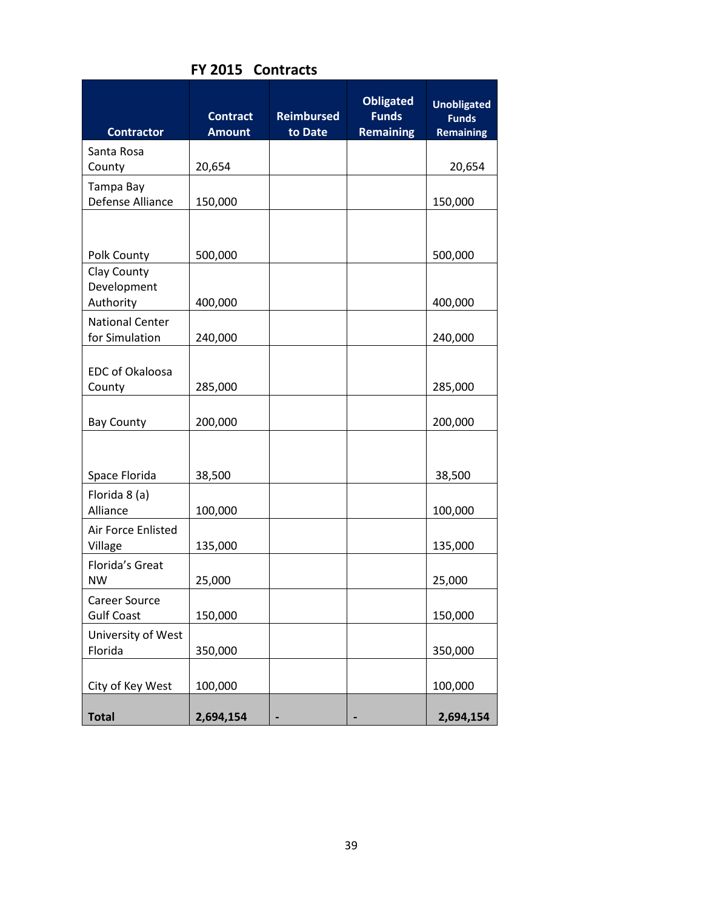## FY 2015 Contracts

| Contractor | Contract Amount | Reimbursed to Date | Obligated Funds Remaining | Unobligated Funds Remaining |
|---|---|---|---|---|
| Santa Rosa County | 20,654 | | | 20,654 |
| Tampa Bay Defense Alliance | 150,000 | | | 150,000 |
| Polk County | 500,000 | | | 500,000 |
| Clay County Development Authority | 400,000 | | | 400,000 |
| National Center for Simulation | 240,000 | | | 240,000 |
| EDC of Okaloosa County | 285,000 | | | 285,000 |
| Bay County | 200,000 | | | 200,000 |
| Space Florida | 38,500 | | | 38,500 |
| Florida 8 (a) Alliance | 100,000 | | | 100,000 |
| Air Force Enlisted Village | 135,000 | | | 135,000 |
| Florida's Great NW | 25,000 | | | 25,000 |
| Career Source Gulf Coast | 150,000 | | | 150,000 |
| University of West Florida | 350,000 | | | 350,000 |
| City of Key West | 100,000 | | | 100,000 |
| **Total** | **2,694,154** | **-** | **-** | **2,694,154** |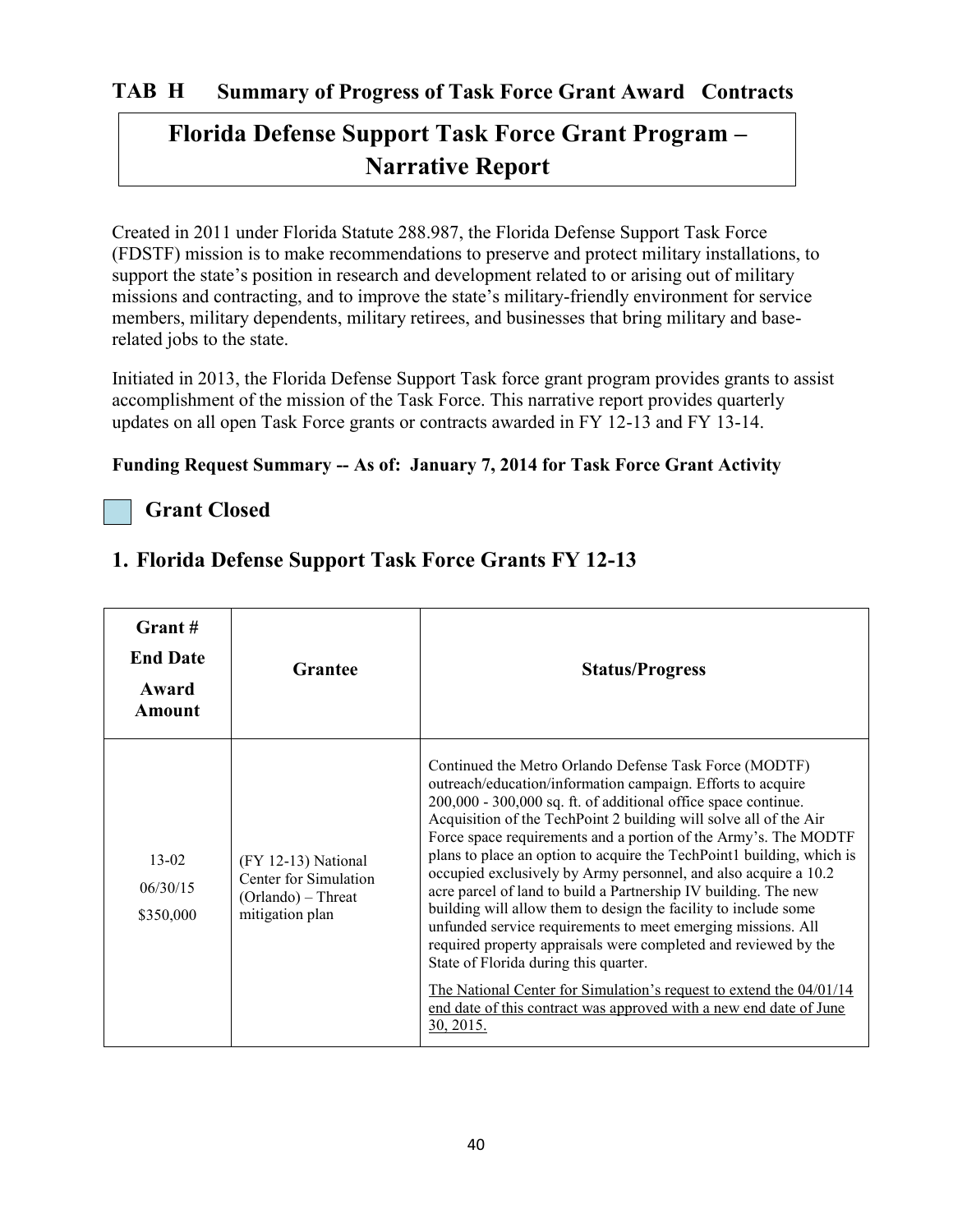## TAB H Summary of Progress of Task Force Grant Award Contracts

# Florida Defense Support Task Force Grant Program – Narrative Report

Created in 2011 under Florida Statute 288.987, the Florida Defense Support Task Force (FDSTF) mission is to make recommendations to preserve and protect military installations, to support the state's position in research and development related to or arising out of military missions and contracting, and to improve the state's military-friendly environment for service members, military dependents, military retirees, and businesses that bring military and base-related jobs to the state.

Initiated in 2013, the Florida Defense Support Task force grant program provides grants to assist accomplishment of the mission of the Task Force. This narrative report provides quarterly updates on all open Task Force grants or contracts awarded in FY 12-13 and FY 13-14.

**Funding Request Summary -- As of: January 7, 2014 for Task Force Grant Activity**

**Grant Closed**

## 1. Florida Defense Support Task Force Grants FY 12-13

| Grant #<br>End Date<br>Award Amount | Grantee | Status/Progress |
|---|---|---|
| 13-02<br>06/30/15<br>$350,000 | (FY 12-13) National Center for Simulation (Orlando) – Threat mitigation plan | Continued the Metro Orlando Defense Task Force (MODTF) outreach/education/information campaign. Efforts to acquire 200,000 - 300,000 sq. ft. of additional office space continue. Acquisition of the TechPoint 2 building will solve all of the Air Force space requirements and a portion of the Army's. The MODTF plans to place an option to acquire the TechPoint1 building, which is occupied exclusively by Army personnel, and also acquire a 10.2 acre parcel of land to build a Partnership IV building. The new building will allow them to design the facility to include some unfunded service requirements to meet emerging missions. All required property appraisals were completed and reviewed by the State of Florida during this quarter.<br><br>The National Center for Simulation's request to extend the 04/01/14 end date of this contract was approved with a new end date of June 30, 2015. |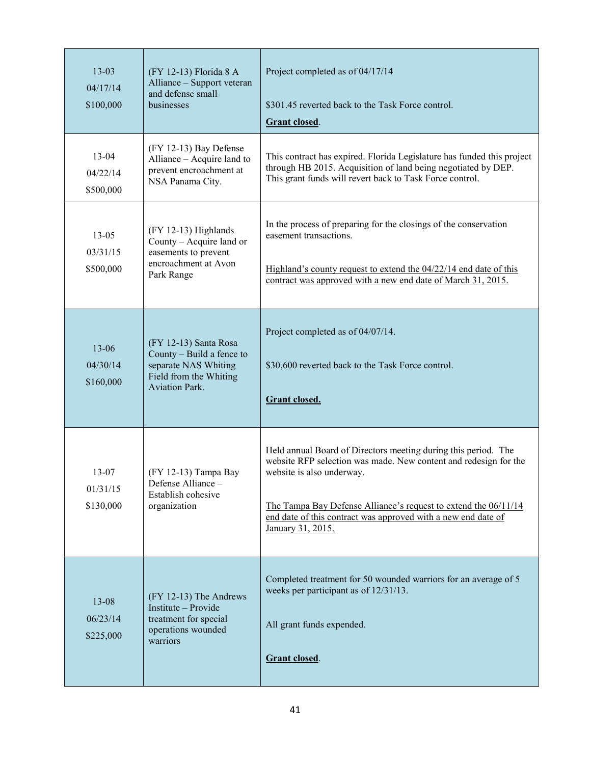| | | |
|---|---|---|
| 13-03<br>04/17/14<br>$100,000 | (FY 12-13) Florida 8 A Alliance – Support veteran and defense small businesses | Project completed as of 04/17/14<br><br>$301.45 reverted back to the Task Force control.<br><br>**<u>Grant closed</u>**. |
| 13-04<br>04/22/14<br>$500,000 | (FY 12-13) Bay Defense Alliance – Acquire land to prevent encroachment at NSA Panama City. | This contract has expired. Florida Legislature has funded this project through HB 2015. Acquisition of land being negotiated by DEP. This grant funds will revert back to Task Force control. |
| 13-05<br>03/31/15<br>$500,000 | (FY 12-13) Highlands County – Acquire land or easements to prevent encroachment at Avon Park Range | In the process of preparing for the closings of the conservation easement transactions.<br><br><u>Highland's county request to extend the 04/22/14 end date of this contract was approved with a new end date of March 31, 2015.</u> |
| 13-06<br>04/30/14<br>$160,000 | (FY 12-13) Santa Rosa County – Build a fence to separate NAS Whiting Field from the Whiting Aviation Park. | Project completed as of 04/07/14.<br><br>$30,600 reverted back to the Task Force control.<br><br>**<u>Grant closed.</u>** |
| 13-07<br>01/31/15<br>$130,000 | (FY 12-13) Tampa Bay Defense Alliance – Establish cohesive organization | Held annual Board of Directors meeting during this period. The website RFP selection was made. New content and redesign for the website is also underway.<br><br><u>The Tampa Bay Defense Alliance's request to extend the 06/11/14 end date of this contract was approved with a new end date of January 31, 2015.</u> |
| 13-08<br>06/23/14<br>$225,000 | (FY 12-13) The Andrews Institute – Provide treatment for special operations wounded warriors | Completed treatment for 50 wounded warriors for an average of 5 weeks per participant as of 12/31/13.<br><br>All grant funds expended.<br><br>**<u>Grant closed</u>**. |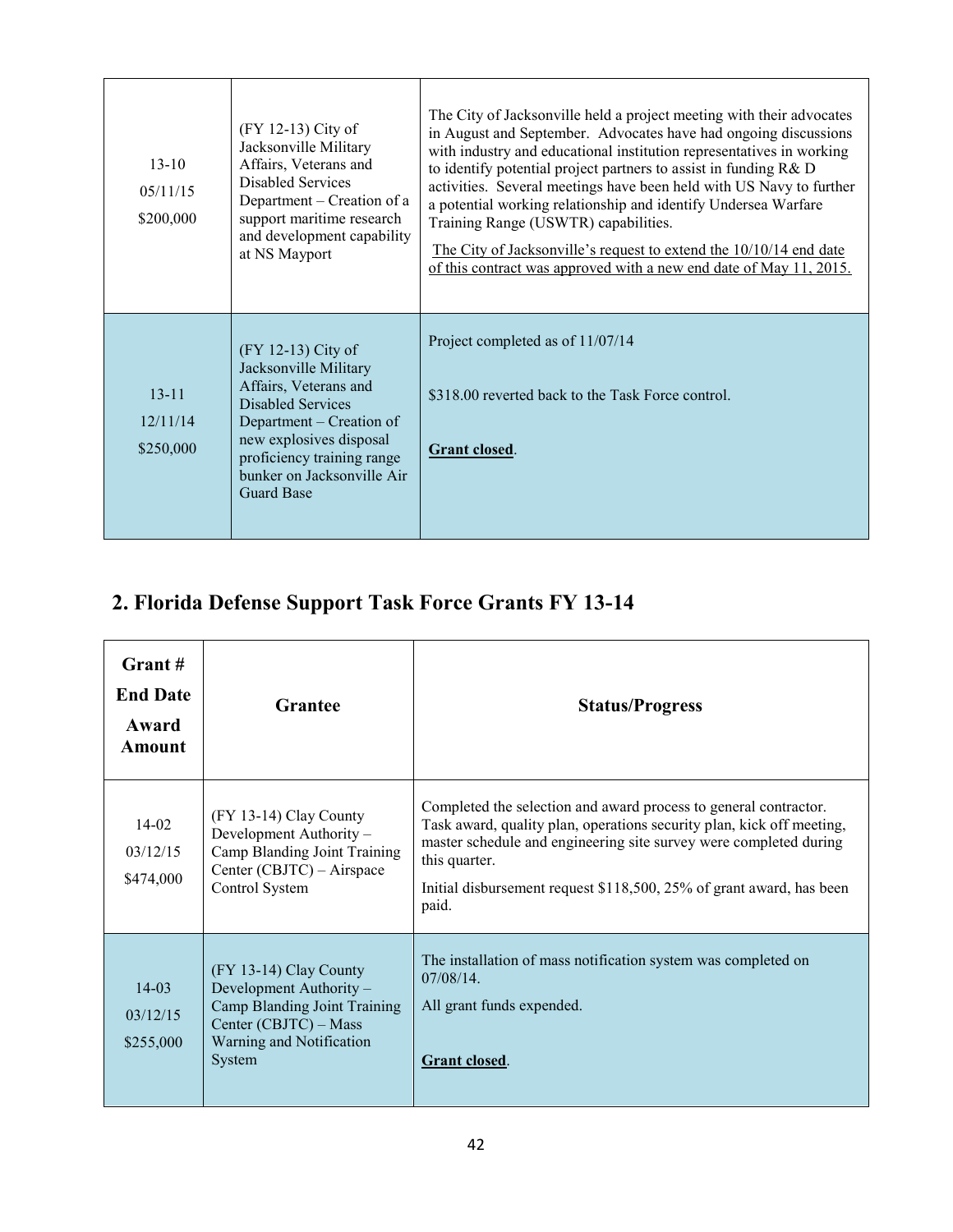| | | |
|---|---|---|
| 13-10<br>05/11/15<br>$200,000 | (FY 12-13) City of Jacksonville Military Affairs, Veterans and Disabled Services Department – Creation of a support maritime research and development capability at NS Mayport | The City of Jacksonville held a project meeting with their advocates in August and September. Advocates have had ongoing discussions with industry and educational institution representatives in working to identify potential project partners to assist in funding R& D activities. Several meetings have been held with US Navy to further a potential working relationship and identify Undersea Warfare Training Range (USWTR) capabilities.<br>The City of Jacksonville's request to extend the 10/10/14 end date of this contract was approved with a new end date of May 11, 2015. |
| 13-11<br>12/11/14<br>$250,000 | (FY 12-13) City of Jacksonville Military Affairs, Veterans and Disabled Services Department – Creation of new explosives disposal proficiency training range bunker on Jacksonville Air Guard Base | Project completed as of 11/07/14<br>$318.00 reverted back to the Task Force control.<br>**Grant closed**. |

## 2. Florida Defense Support Task Force Grants FY 13-14

| Grant #<br>End Date<br>Award Amount | Grantee | Status/Progress |
|---|---|---|
| 14-02<br>03/12/15<br>$474,000 | (FY 13-14) Clay County Development Authority – Camp Blanding Joint Training Center (CBJTC) – Airspace Control System | Completed the selection and award process to general contractor. Task award, quality plan, operations security plan, kick off meeting, master schedule and engineering site survey were completed during this quarter.<br>Initial disbursement request $118,500, 25% of grant award, has been paid. |
| 14-03<br>03/12/15<br>$255,000 | (FY 13-14) Clay County Development Authority – Camp Blanding Joint Training Center (CBJTC) – Mass Warning and Notification System | The installation of mass notification system was completed on 07/08/14.<br>All grant funds expended.<br>**Grant closed**. |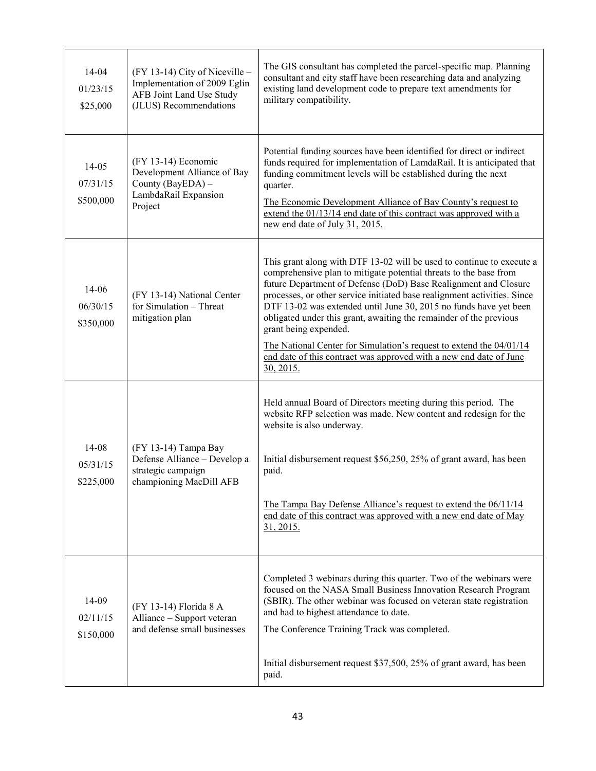| | | |
|---|---|---|
| 14-04<br>01/23/15<br>$25,000 | (FY 13-14) City of Niceville – Implementation of 2009 Eglin AFB Joint Land Use Study (JLUS) Recommendations | The GIS consultant has completed the parcel-specific map. Planning consultant and city staff have been researching data and analyzing existing land development code to prepare text amendments for military compatibility. |
| 14-05<br>07/31/15<br>$500,000 | (FY 13-14) Economic Development Alliance of Bay County (BayEDA) – LambdaRail Expansion Project | Potential funding sources have been identified for direct or indirect funds required for implementation of LamdaRail. It is anticipated that funding commitment levels will be established during the next quarter.<br><br><u>The Economic Development Alliance of Bay County's request to extend the 01/13/14 end date of this contract was approved with a new end date of July 31, 2015.</u> |
| 14-06<br>06/30/15<br>$350,000 | (FY 13-14) National Center for Simulation – Threat mitigation plan | This grant along with DTF 13-02 will be used to continue to execute a comprehensive plan to mitigate potential threats to the base from future Department of Defense (DoD) Base Realignment and Closure processes, or other service initiated base realignment activities. Since DTF 13-02 was extended until June 30, 2015 no funds have yet been obligated under this grant, awaiting the remainder of the previous grant being expended.<br><br><u>The National Center for Simulation's request to extend the 04/01/14 end date of this contract was approved with a new end date of June 30, 2015.</u> |
| 14-08<br>05/31/15<br>$225,000 | (FY 13-14) Tampa Bay Defense Alliance – Develop a strategic campaign championing MacDill AFB | Held annual Board of Directors meeting during this period. The website RFP selection was made. New content and redesign for the website is also underway.<br><br>Initial disbursement request $56,250, 25% of grant award, has been paid.<br><br><u>The Tampa Bay Defense Alliance's request to extend the 06/11/14 end date of this contract was approved with a new end date of May 31, 2015.</u> |
| 14-09<br>02/11/15<br>$150,000 | (FY 13-14) Florida 8 A Alliance – Support veteran and defense small businesses | Completed 3 webinars during this quarter. Two of the webinars were focused on the NASA Small Business Innovation Research Program (SBIR). The other webinar was focused on veteran state registration and had to highest attendance to date.<br><br>The Conference Training Track was completed.<br><br>Initial disbursement request $37,500, 25% of grant award, has been paid. |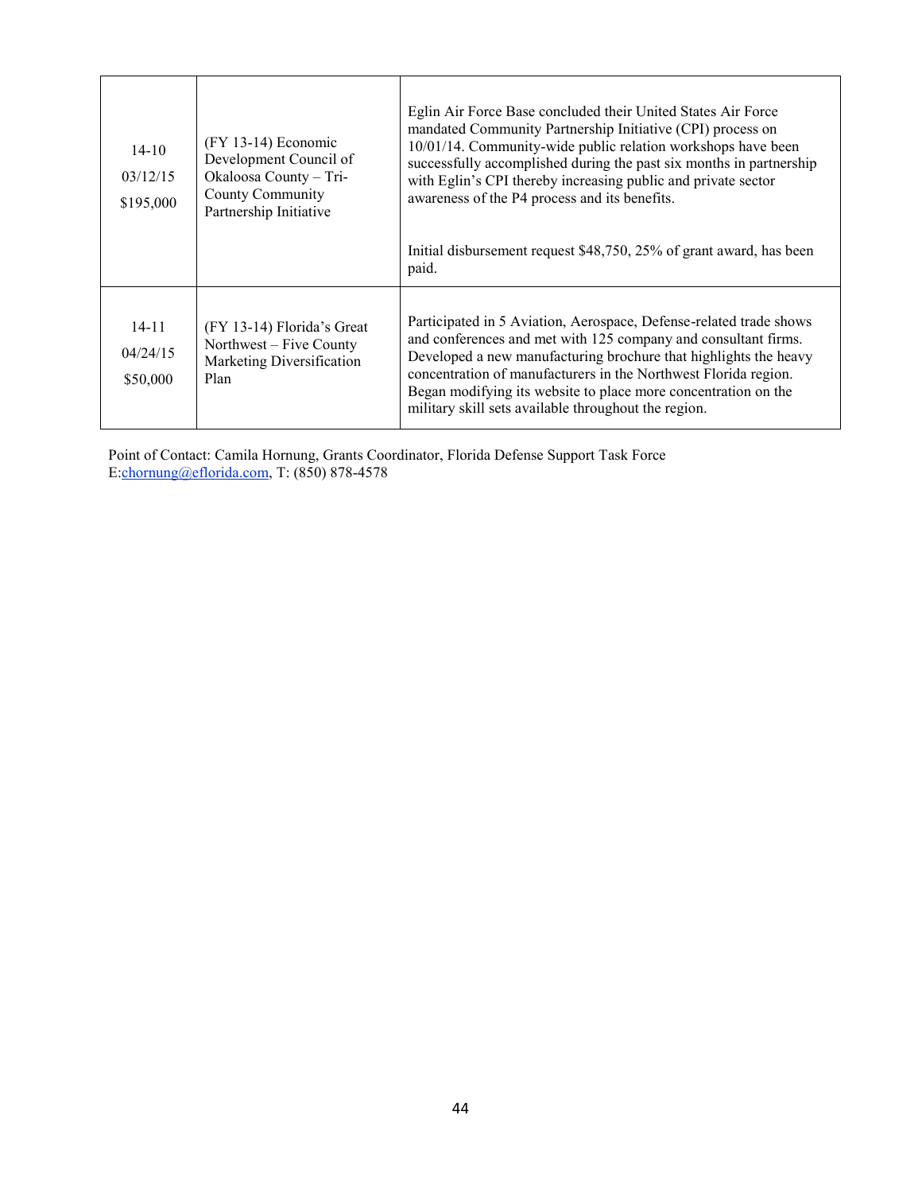| | | |
|---|---|---|
| 14-10<br>03/12/15<br>$195,000 | (FY 13-14) Economic Development Council of Okaloosa County – Tri-County Community Partnership Initiative | Eglin Air Force Base concluded their United States Air Force mandated Community Partnership Initiative (CPI) process on 10/01/14. Community-wide public relation workshops have been successfully accomplished during the past six months in partnership with Eglin's CPI thereby increasing public and private sector awareness of the P4 process and its benefits.<br><br>Initial disbursement request $48,750, 25% of grant award, has been paid. |
| 14-11<br>04/24/15<br>$50,000 | (FY 13-14) Florida's Great Northwest – Five County Marketing Diversification Plan | Participated in 5 Aviation, Aerospace, Defense-related trade shows and conferences and met with 125 company and consultant firms. Developed a new manufacturing brochure that highlights the heavy concentration of manufacturers in the Northwest Florida region. Began modifying its website to place more concentration on the military skill sets available throughout the region. |

Point of Contact: Camila Hornung, Grants Coordinator, Florida Defense Support Task Force
E:chornung@eflorida.com, T: (850) 878-4578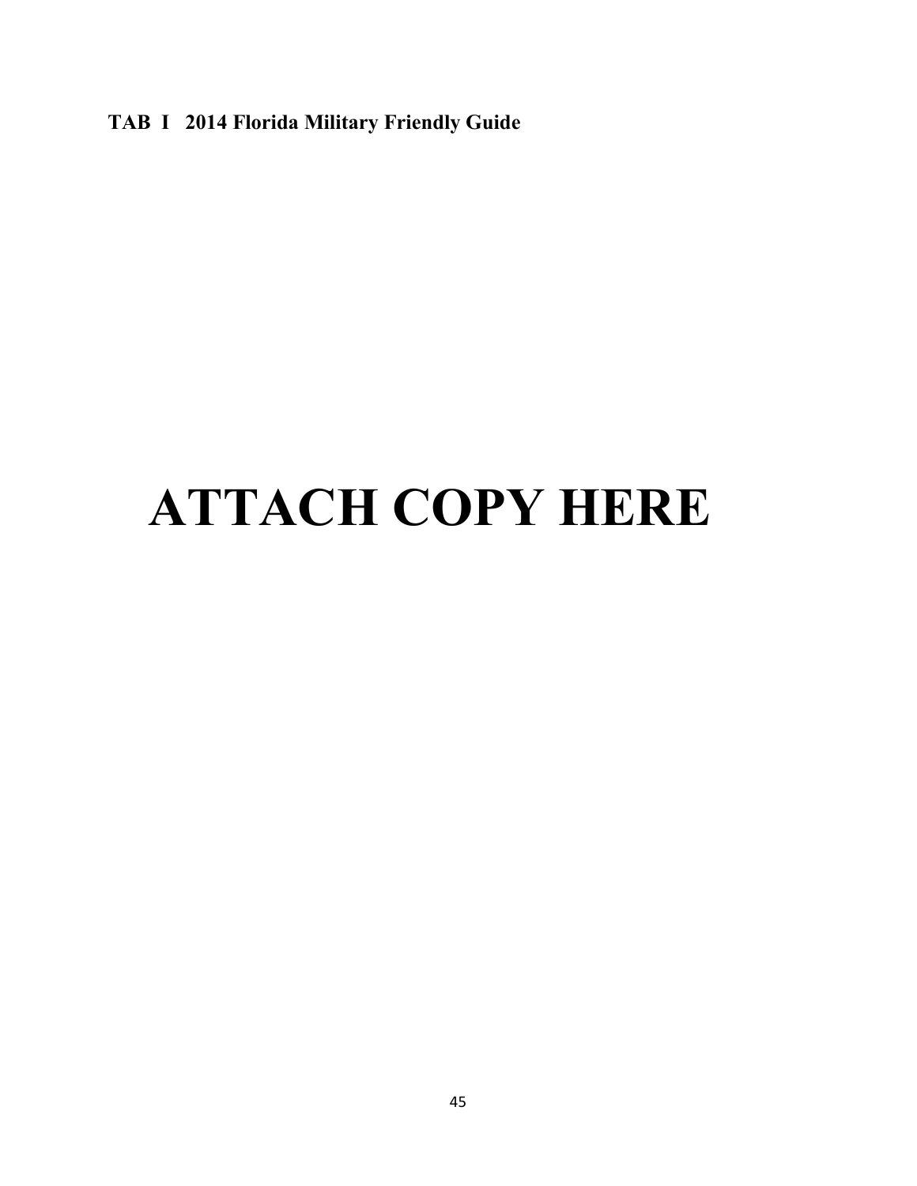**TAB I 2014 Florida Military Friendly Guide**

# ATTACH COPY HERE